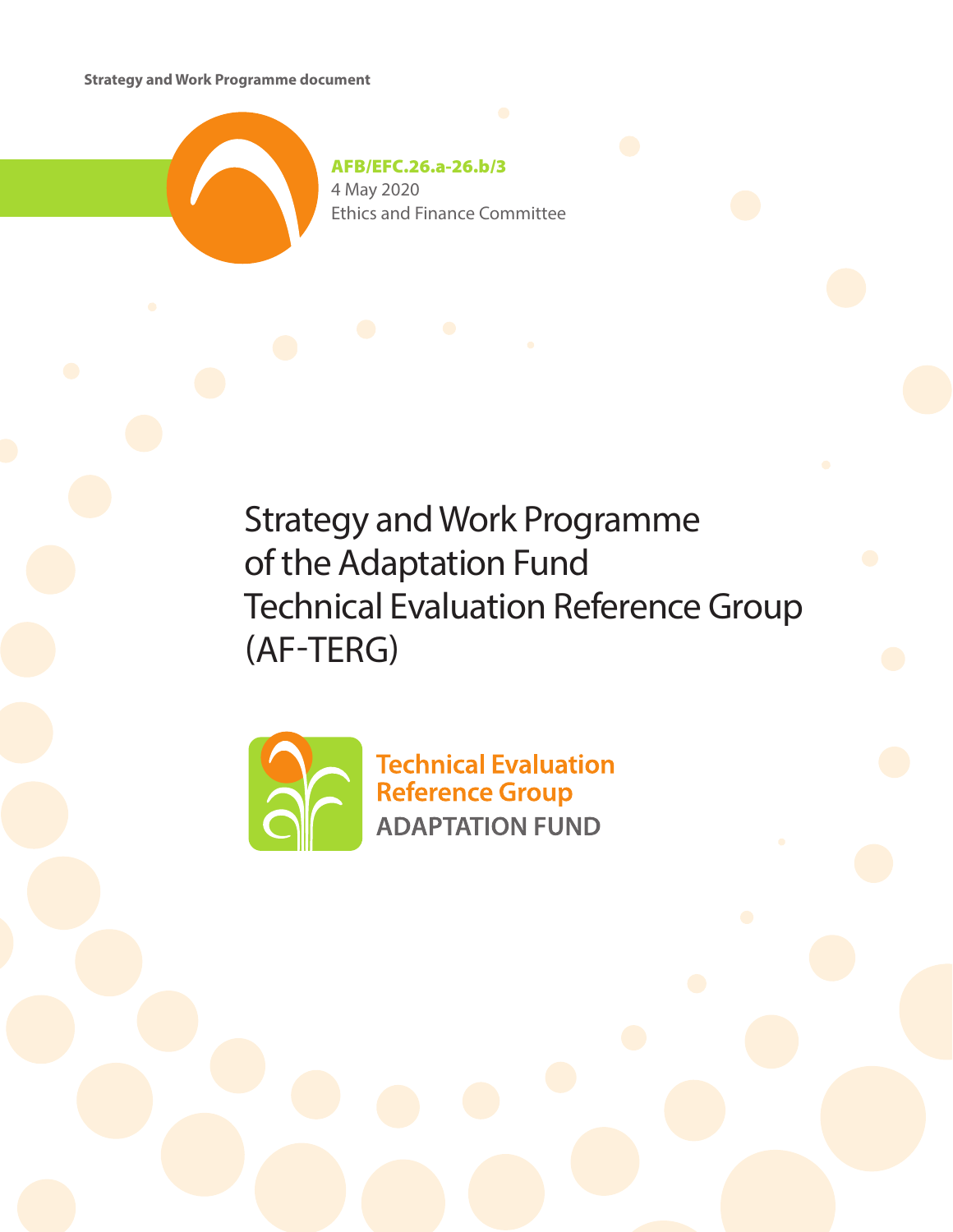Strategy and Work Programme document

**AFB/EFC.26.a-26.b/3**
4 May 2020
Ethics and Finance Committee

# Strategy and Work Programme of the Adaptation Fund Technical Evaluation Reference Group (AF-TERG)

Technical Evaluation Reference Group
ADAPTATION FUND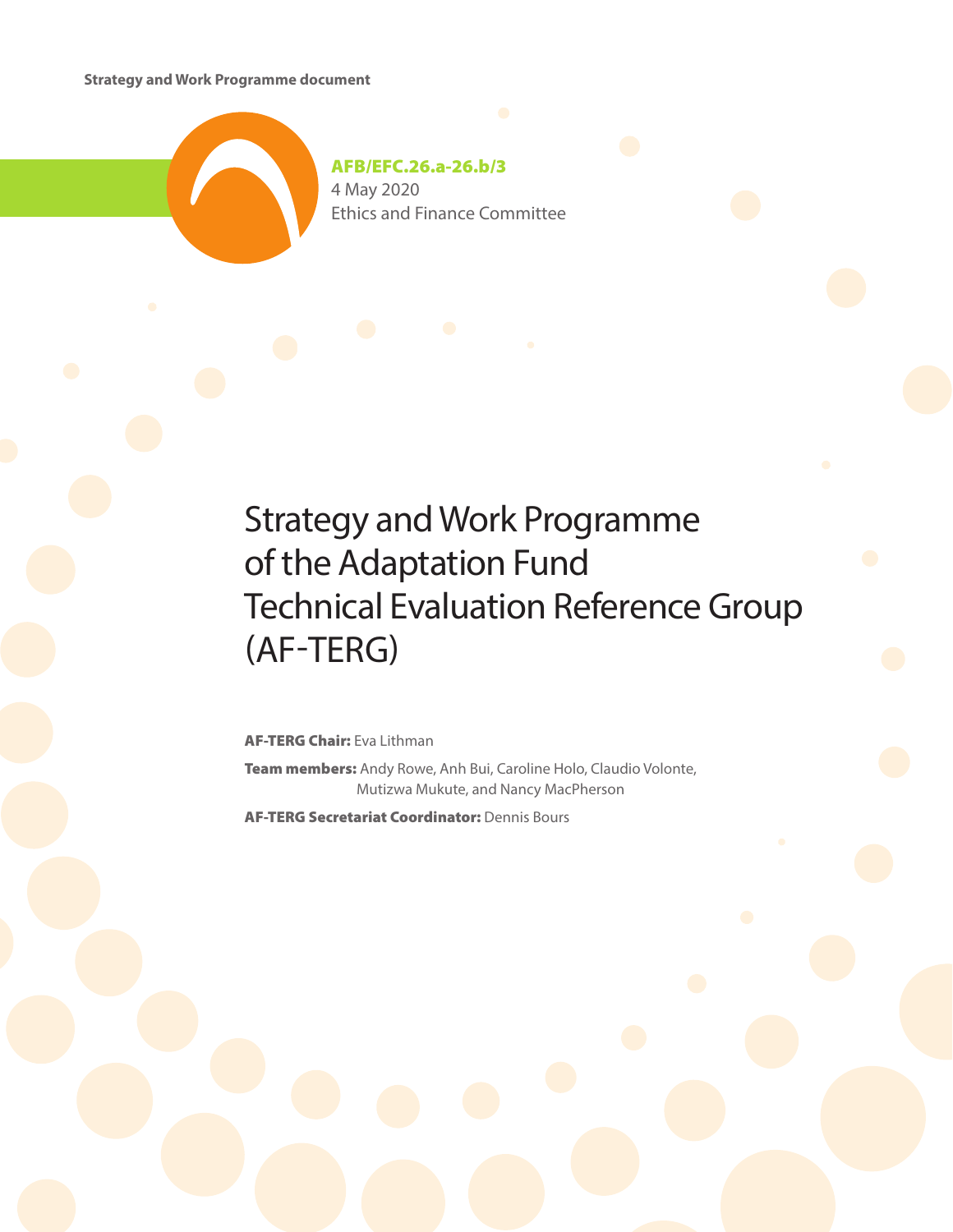Strategy and Work Programme document

**AFB/EFC.26.a-26.b/3**
4 May 2020
Ethics and Finance Committee

# Strategy and Work Programme of the Adaptation Fund Technical Evaluation Reference Group (AF-TERG)

**AF-TERG Chair:** Eva Lithman

**Team members:** Andy Rowe, Anh Bui, Caroline Holo, Claudio Volonte, Mutizwa Mukute, and Nancy MacPherson

**AF-TERG Secretariat Coordinator:** Dennis Bours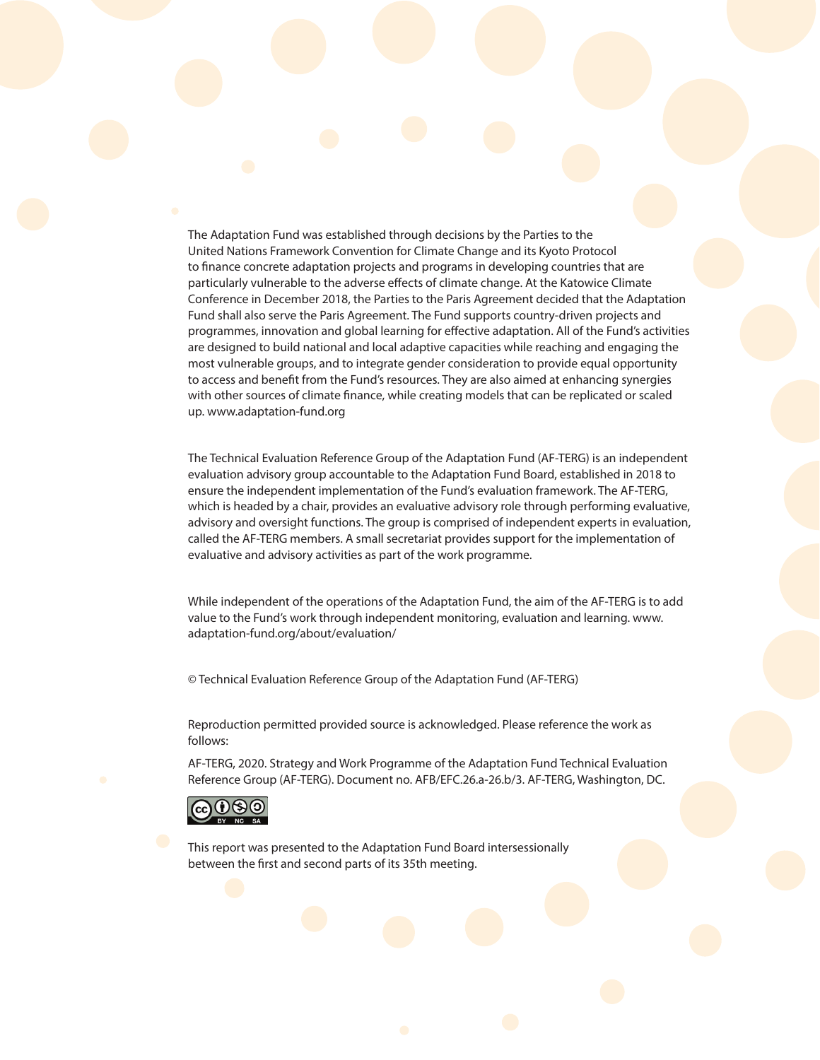The Adaptation Fund was established through decisions by the Parties to the United Nations Framework Convention for Climate Change and its Kyoto Protocol to finance concrete adaptation projects and programs in developing countries that are particularly vulnerable to the adverse effects of climate change. At the Katowice Climate Conference in December 2018, the Parties to the Paris Agreement decided that the Adaptation Fund shall also serve the Paris Agreement. The Fund supports country-driven projects and programmes, innovation and global learning for effective adaptation. All of the Fund's activities are designed to build national and local adaptive capacities while reaching and engaging the most vulnerable groups, and to integrate gender consideration to provide equal opportunity to access and benefit from the Fund's resources. They are also aimed at enhancing synergies with other sources of climate finance, while creating models that can be replicated or scaled up. www.adaptation-fund.org

The Technical Evaluation Reference Group of the Adaptation Fund (AF-TERG) is an independent evaluation advisory group accountable to the Adaptation Fund Board, established in 2018 to ensure the independent implementation of the Fund's evaluation framework. The AF-TERG, which is headed by a chair, provides an evaluative advisory role through performing evaluative, advisory and oversight functions. The group is comprised of independent experts in evaluation, called the AF-TERG members. A small secretariat provides support for the implementation of evaluative and advisory activities as part of the work programme.

While independent of the operations of the Adaptation Fund, the aim of the AF-TERG is to add value to the Fund's work through independent monitoring, evaluation and learning. www.adaptation-fund.org/about/evaluation/

© Technical Evaluation Reference Group of the Adaptation Fund (AF-TERG)

Reproduction permitted provided source is acknowledged. Please reference the work as follows:

AF-TERG, 2020. Strategy and Work Programme of the Adaptation Fund Technical Evaluation Reference Group (AF-TERG). Document no. AFB/EFC.26.a-26.b/3. AF-TERG, Washington, DC.

This report was presented to the Adaptation Fund Board intersessionally between the first and second parts of its 35th meeting.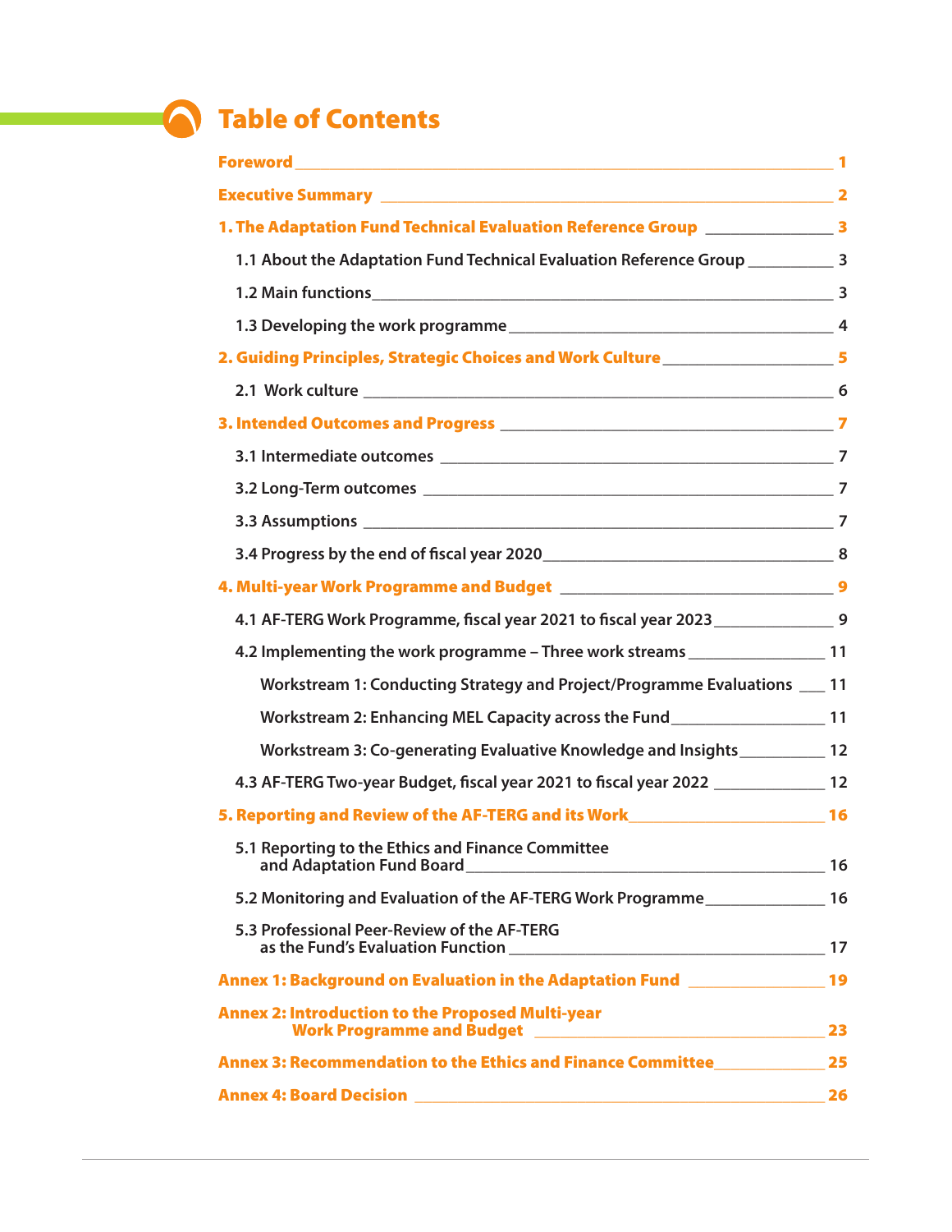# Table of Contents

**Foreword** 1

**Executive Summary** 2

**1. The Adaptation Fund Technical Evaluation Reference Group** 3

- 1.1 About the Adaptation Fund Technical Evaluation Reference Group 3
- 1.2 Main functions 3
- 1.3 Developing the work programme 4

**2. Guiding Principles, Strategic Choices and Work Culture** 5

- 2.1 Work culture 6

**3. Intended Outcomes and Progress** 7

- 3.1 Intermediate outcomes 7
- 3.2 Long-Term outcomes 7
- 3.3 Assumptions 7
- 3.4 Progress by the end of fiscal year 2020 8

**4. Multi-year Work Programme and Budget** 9

- 4.1 AF-TERG Work Programme, fiscal year 2021 to fiscal year 2023 9
- 4.2 Implementing the work programme – Three work streams 11
  - Workstream 1: Conducting Strategy and Project/Programme Evaluations 11
  - Workstream 2: Enhancing MEL Capacity across the Fund 11
  - Workstream 3: Co-generating Evaluative Knowledge and Insights 12
- 4.3 AF-TERG Two-year Budget, fiscal year 2021 to fiscal year 2022 12

**5. Reporting and Review of the AF-TERG and its Work** 16

- 5.1 Reporting to the Ethics and Finance Committee and Adaptation Fund Board 16
- 5.2 Monitoring and Evaluation of the AF-TERG Work Programme 16
- 5.3 Professional Peer-Review of the AF-TERG as the Fund's Evaluation Function 17

**Annex 1: Background on Evaluation in the Adaptation Fund** 19

**Annex 2: Introduction to the Proposed Multi-year Work Programme and Budget** 23

**Annex 3: Recommendation to the Ethics and Finance Committee** 25

**Annex 4: Board Decision** 26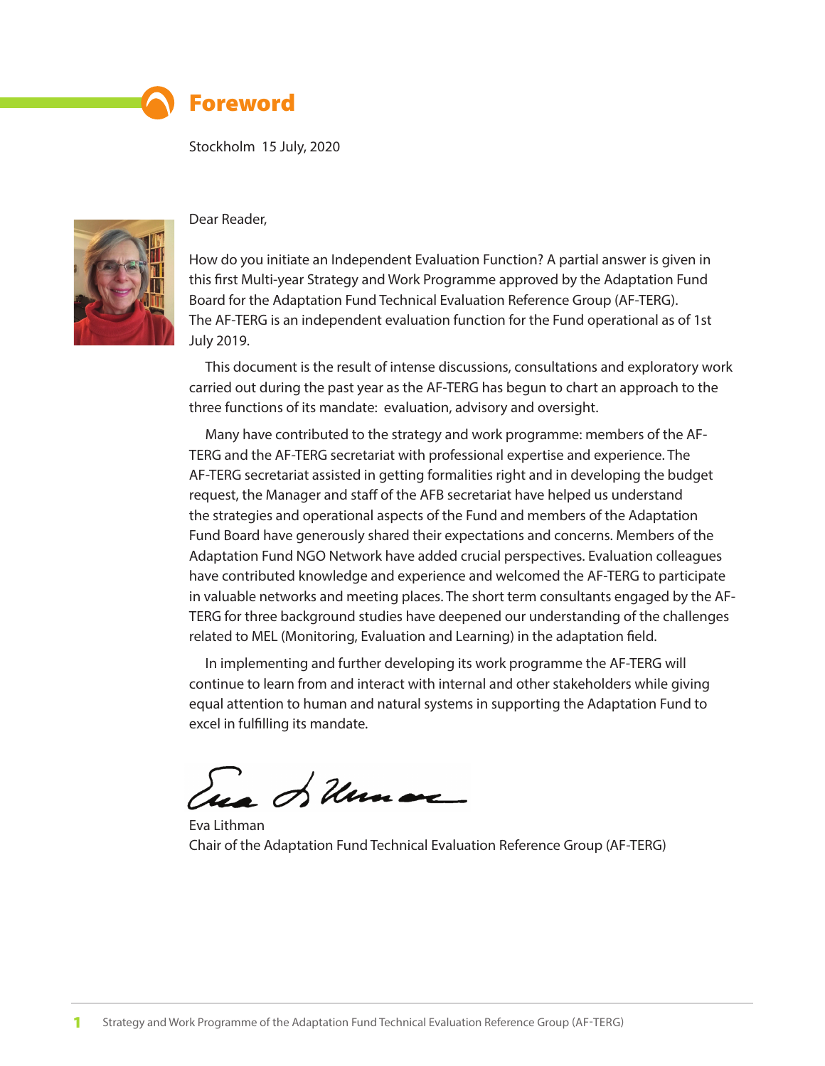# Foreword

Stockholm 15 July, 2020

Dear Reader,

How do you initiate an Independent Evaluation Function? A partial answer is given in this first Multi-year Strategy and Work Programme approved by the Adaptation Fund Board for the Adaptation Fund Technical Evaluation Reference Group (AF-TERG). The AF-TERG is an independent evaluation function for the Fund operational as of 1st July 2019.

This document is the result of intense discussions, consultations and exploratory work carried out during the past year as the AF-TERG has begun to chart an approach to the three functions of its mandate: evaluation, advisory and oversight.

Many have contributed to the strategy and work programme: members of the AF-TERG and the AF-TERG secretariat with professional expertise and experience. The AF-TERG secretariat assisted in getting formalities right and in developing the budget request, the Manager and staff of the AFB secretariat have helped us understand the strategies and operational aspects of the Fund and members of the Adaptation Fund Board have generously shared their expectations and concerns. Members of the Adaptation Fund NGO Network have added crucial perspectives. Evaluation colleagues have contributed knowledge and experience and welcomed the AF-TERG to participate in valuable networks and meeting places. The short term consultants engaged by the AF-TERG for three background studies have deepened our understanding of the challenges related to MEL (Monitoring, Evaluation and Learning) in the adaptation field.

In implementing and further developing its work programme the AF-TERG will continue to learn from and interact with internal and other stakeholders while giving equal attention to human and natural systems in supporting the Adaptation Fund to excel in fulfilling its mandate.

Eva Lithman
Chair of the Adaptation Fund Technical Evaluation Reference Group (AF-TERG)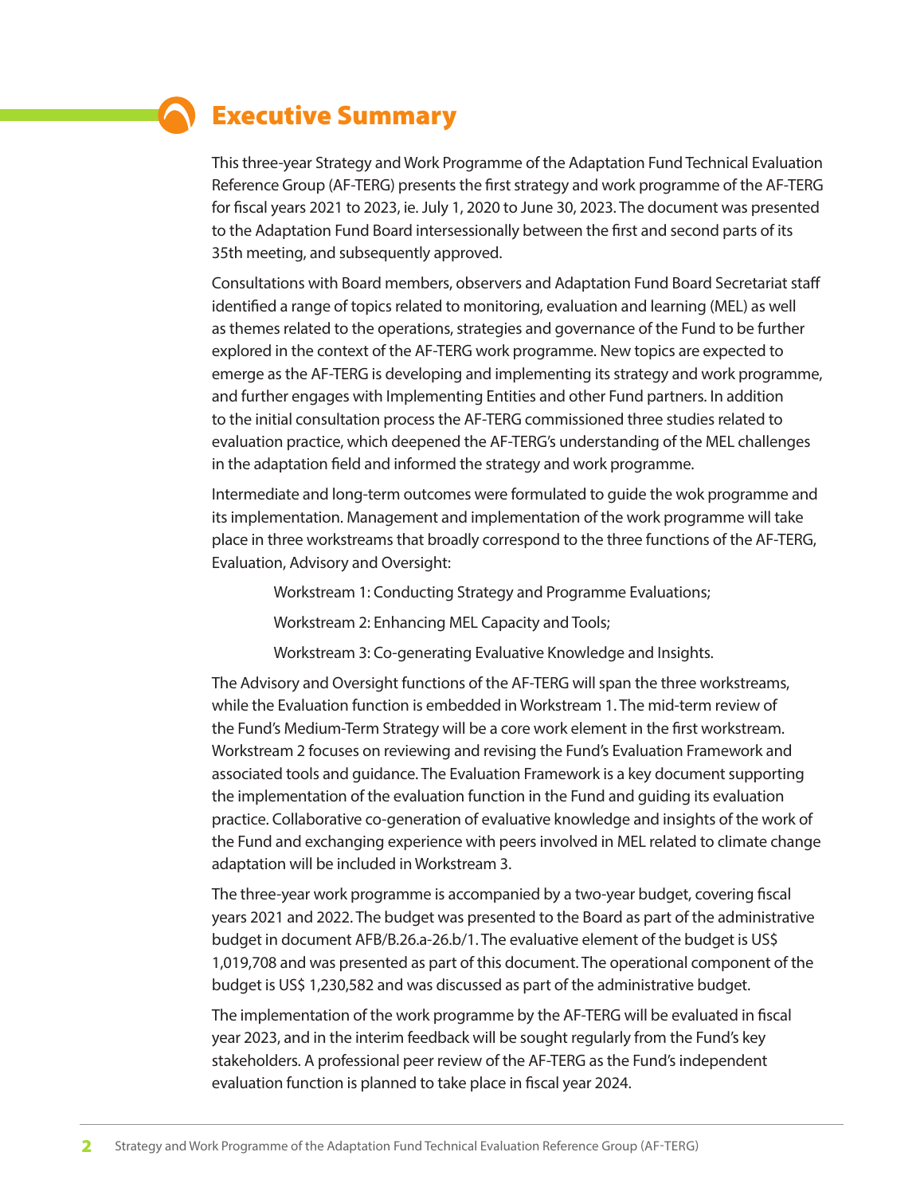# Executive Summary

This three-year Strategy and Work Programme of the Adaptation Fund Technical Evaluation Reference Group (AF-TERG) presents the first strategy and work programme of the AF-TERG for fiscal years 2021 to 2023, ie. July 1, 2020 to June 30, 2023. The document was presented to the Adaptation Fund Board intersessionally between the first and second parts of its 35th meeting, and subsequently approved.

Consultations with Board members, observers and Adaptation Fund Board Secretariat staff identified a range of topics related to monitoring, evaluation and learning (MEL) as well as themes related to the operations, strategies and governance of the Fund to be further explored in the context of the AF-TERG work programme. New topics are expected to emerge as the AF-TERG is developing and implementing its strategy and work programme, and further engages with Implementing Entities and other Fund partners. In addition to the initial consultation process the AF-TERG commissioned three studies related to evaluation practice, which deepened the AF-TERG's understanding of the MEL challenges in the adaptation field and informed the strategy and work programme.

Intermediate and long-term outcomes were formulated to guide the wok programme and its implementation. Management and implementation of the work programme will take place in three workstreams that broadly correspond to the three functions of the AF-TERG, Evaluation, Advisory and Oversight:

Workstream 1: Conducting Strategy and Programme Evaluations;

Workstream 2: Enhancing MEL Capacity and Tools;

Workstream 3: Co-generating Evaluative Knowledge and Insights.

The Advisory and Oversight functions of the AF-TERG will span the three workstreams, while the Evaluation function is embedded in Workstream 1. The mid-term review of the Fund's Medium-Term Strategy will be a core work element in the first workstream. Workstream 2 focuses on reviewing and revising the Fund's Evaluation Framework and associated tools and guidance. The Evaluation Framework is a key document supporting the implementation of the evaluation function in the Fund and guiding its evaluation practice. Collaborative co-generation of evaluative knowledge and insights of the work of the Fund and exchanging experience with peers involved in MEL related to climate change adaptation will be included in Workstream 3.

The three-year work programme is accompanied by a two-year budget, covering fiscal years 2021 and 2022. The budget was presented to the Board as part of the administrative budget in document AFB/B.26.a-26.b/1. The evaluative element of the budget is US$ 1,019,708 and was presented as part of this document. The operational component of the budget is US$ 1,230,582 and was discussed as part of the administrative budget.

The implementation of the work programme by the AF-TERG will be evaluated in fiscal year 2023, and in the interim feedback will be sought regularly from the Fund's key stakeholders. A professional peer review of the AF-TERG as the Fund's independent evaluation function is planned to take place in fiscal year 2024.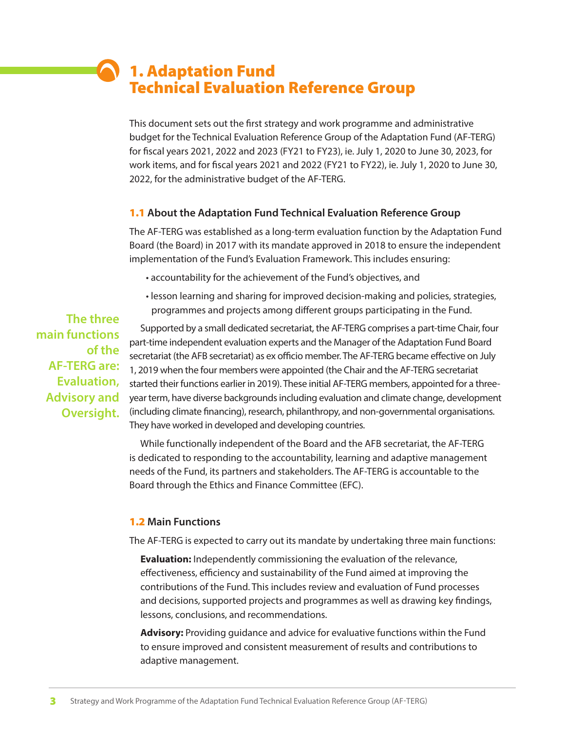# 1. Adaptation Fund Technical Evaluation Reference Group

This document sets out the first strategy and work programme and administrative budget for the Technical Evaluation Reference Group of the Adaptation Fund (AF-TERG) for fiscal years 2021, 2022 and 2023 (FY21 to FY23), ie. July 1, 2020 to June 30, 2023, for work items, and for fiscal years 2021 and 2022 (FY21 to FY22), ie. July 1, 2020 to June 30, 2022, for the administrative budget of the AF-TERG.

## 1.1 About the Adaptation Fund Technical Evaluation Reference Group

The AF-TERG was established as a long-term evaluation function by the Adaptation Fund Board (the Board) in 2017 with its mandate approved in 2018 to ensure the independent implementation of the Fund's Evaluation Framework. This includes ensuring:

- accountability for the achievement of the Fund's objectives, and
- lesson learning and sharing for improved decision-making and policies, strategies, programmes and projects among different groups participating in the Fund.

**The three main functions of the AF-TERG are: Evaluation, Advisory and Oversight.**

Supported by a small dedicated secretariat, the AF-TERG comprises a part-time Chair, four part-time independent evaluation experts and the Manager of the Adaptation Fund Board secretariat (the AFB secretariat) as ex officio member. The AF-TERG became effective on July 1, 2019 when the four members were appointed (the Chair and the AF-TERG secretariat started their functions earlier in 2019). These initial AF-TERG members, appointed for a three-year term, have diverse backgrounds including evaluation and climate change, development (including climate financing), research, philanthropy, and non-governmental organisations. They have worked in developed and developing countries.

While functionally independent of the Board and the AFB secretariat, the AF-TERG is dedicated to responding to the accountability, learning and adaptive management needs of the Fund, its partners and stakeholders. The AF-TERG is accountable to the Board through the Ethics and Finance Committee (EFC).

## 1.2 Main Functions

The AF-TERG is expected to carry out its mandate by undertaking three main functions:

**Evaluation:** Independently commissioning the evaluation of the relevance, effectiveness, efficiency and sustainability of the Fund aimed at improving the contributions of the Fund. This includes review and evaluation of Fund processes and decisions, supported projects and programmes as well as drawing key findings, lessons, conclusions, and recommendations.

**Advisory:** Providing guidance and advice for evaluative functions within the Fund to ensure improved and consistent measurement of results and contributions to adaptive management.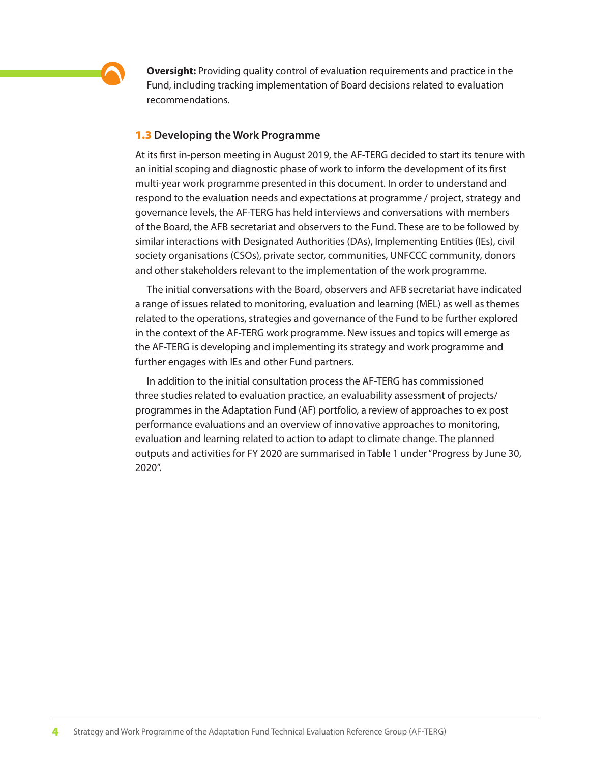**Oversight:** Providing quality control of evaluation requirements and practice in the Fund, including tracking implementation of Board decisions related to evaluation recommendations.

### 1.3 Developing the Work Programme

At its first in-person meeting in August 2019, the AF-TERG decided to start its tenure with an initial scoping and diagnostic phase of work to inform the development of its first multi-year work programme presented in this document. In order to understand and respond to the evaluation needs and expectations at programme / project, strategy and governance levels, the AF-TERG has held interviews and conversations with members of the Board, the AFB secretariat and observers to the Fund. These are to be followed by similar interactions with Designated Authorities (DAs), Implementing Entities (IEs), civil society organisations (CSOs), private sector, communities, UNFCCC community, donors and other stakeholders relevant to the implementation of the work programme.

The initial conversations with the Board, observers and AFB secretariat have indicated a range of issues related to monitoring, evaluation and learning (MEL) as well as themes related to the operations, strategies and governance of the Fund to be further explored in the context of the AF-TERG work programme. New issues and topics will emerge as the AF-TERG is developing and implementing its strategy and work programme and further engages with IEs and other Fund partners.

In addition to the initial consultation process the AF-TERG has commissioned three studies related to evaluation practice, an evaluability assessment of projects/ programmes in the Adaptation Fund (AF) portfolio, a review of approaches to ex post performance evaluations and an overview of innovative approaches to monitoring, evaluation and learning related to action to adapt to climate change. The planned outputs and activities for FY 2020 are summarised in Table 1 under "Progress by June 30, 2020".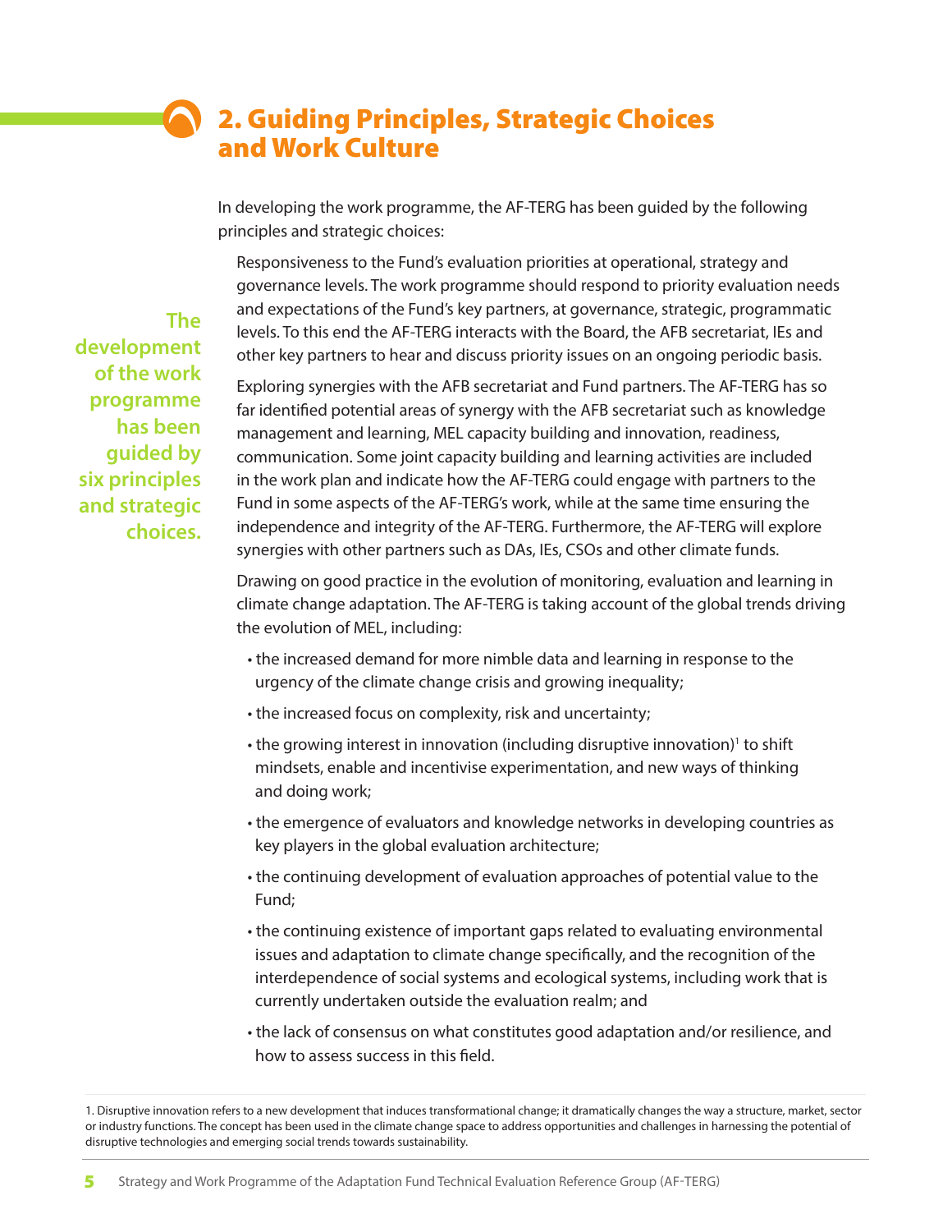# 2. Guiding Principles, Strategic Choices and Work Culture

In developing the work programme, the AF-TERG has been guided by the following principles and strategic choices:

**The development of the work programme has been guided by six principles and strategic choices.**

Responsiveness to the Fund's evaluation priorities at operational, strategy and governance levels. The work programme should respond to priority evaluation needs and expectations of the Fund's key partners, at governance, strategic, programmatic levels. To this end the AF-TERG interacts with the Board, the AFB secretariat, IEs and other key partners to hear and discuss priority issues on an ongoing periodic basis.

Exploring synergies with the AFB secretariat and Fund partners. The AF-TERG has so far identified potential areas of synergy with the AFB secretariat such as knowledge management and learning, MEL capacity building and innovation, readiness, communication. Some joint capacity building and learning activities are included in the work plan and indicate how the AF-TERG could engage with partners to the Fund in some aspects of the AF-TERG's work, while at the same time ensuring the independence and integrity of the AF-TERG. Furthermore, the AF-TERG will explore synergies with other partners such as DAs, IEs, CSOs and other climate funds.

Drawing on good practice in the evolution of monitoring, evaluation and learning in climate change adaptation. The AF-TERG is taking account of the global trends driving the evolution of MEL, including:

- the increased demand for more nimble data and learning in response to the urgency of the climate change crisis and growing inequality;
- the increased focus on complexity, risk and uncertainty;
- the growing interest in innovation (including disruptive innovation)[1] to shift mindsets, enable and incentivise experimentation, and new ways of thinking and doing work;
- the emergence of evaluators and knowledge networks in developing countries as key players in the global evaluation architecture;
- the continuing development of evaluation approaches of potential value to the Fund;
- the continuing existence of important gaps related to evaluating environmental issues and adaptation to climate change specifically, and the recognition of the interdependence of social systems and ecological systems, including work that is currently undertaken outside the evaluation realm; and
- the lack of consensus on what constitutes good adaptation and/or resilience, and how to assess success in this field.

1. Disruptive innovation refers to a new development that induces transformational change; it dramatically changes the way a structure, market, sector or industry functions. The concept has been used in the climate change space to address opportunities and challenges in harnessing the potential of disruptive technologies and emerging social trends towards sustainability.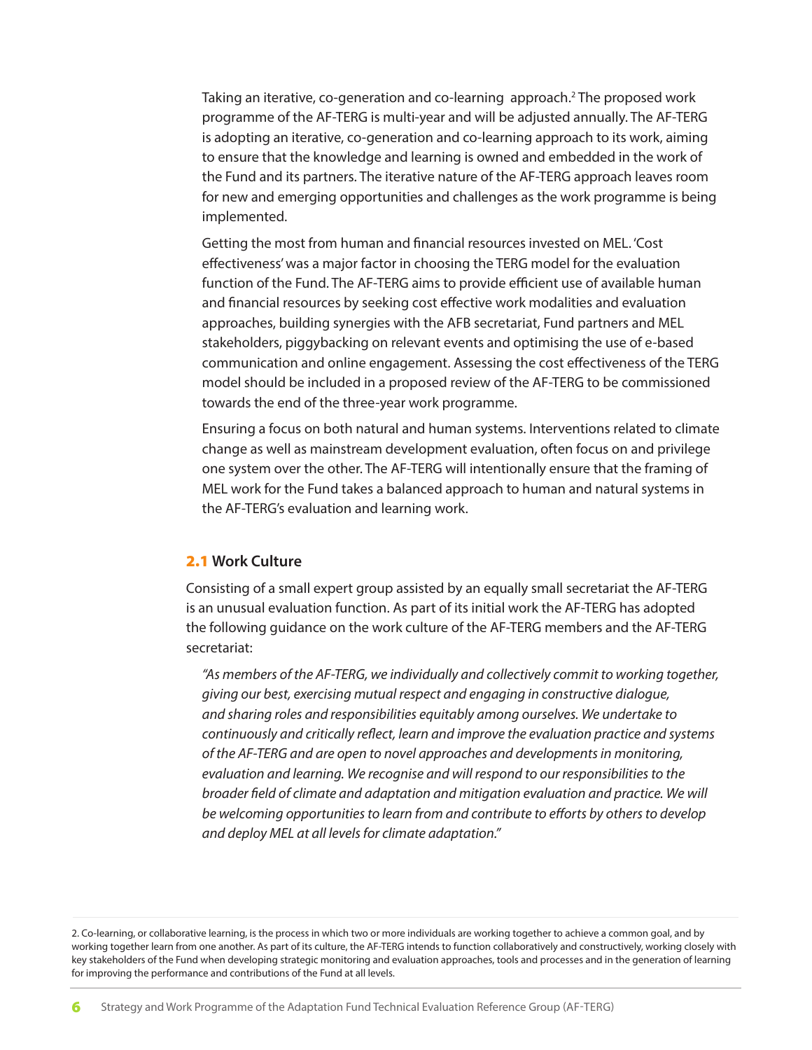Taking an iterative, co-generation and co-learning approach.[2] The proposed work programme of the AF-TERG is multi-year and will be adjusted annually. The AF-TERG is adopting an iterative, co-generation and co-learning approach to its work, aiming to ensure that the knowledge and learning is owned and embedded in the work of the Fund and its partners. The iterative nature of the AF-TERG approach leaves room for new and emerging opportunities and challenges as the work programme is being implemented.

Getting the most from human and financial resources invested on MEL. 'Cost effectiveness' was a major factor in choosing the TERG model for the evaluation function of the Fund. The AF-TERG aims to provide efficient use of available human and financial resources by seeking cost effective work modalities and evaluation approaches, building synergies with the AFB secretariat, Fund partners and MEL stakeholders, piggybacking on relevant events and optimising the use of e-based communication and online engagement. Assessing the cost effectiveness of the TERG model should be included in a proposed review of the AF-TERG to be commissioned towards the end of the three-year work programme.

Ensuring a focus on both natural and human systems. Interventions related to climate change as well as mainstream development evaluation, often focus on and privilege one system over the other. The AF-TERG will intentionally ensure that the framing of MEL work for the Fund takes a balanced approach to human and natural systems in the AF-TERG's evaluation and learning work.

## 2.1 Work Culture

Consisting of a small expert group assisted by an equally small secretariat the AF-TERG is an unusual evaluation function. As part of its initial work the AF-TERG has adopted the following guidance on the work culture of the AF-TERG members and the AF-TERG secretariat:

> *"As members of the AF-TERG, we individually and collectively commit to working together, giving our best, exercising mutual respect and engaging in constructive dialogue, and sharing roles and responsibilities equitably among ourselves. We undertake to continuously and critically reflect, learn and improve the evaluation practice and systems of the AF-TERG and are open to novel approaches and developments in monitoring, evaluation and learning. We recognise and will respond to our responsibilities to the broader field of climate and adaptation and mitigation evaluation and practice. We will be welcoming opportunities to learn from and contribute to efforts by others to develop and deploy MEL at all levels for climate adaptation."*

---

2. Co-learning, or collaborative learning, is the process in which two or more individuals are working together to achieve a common goal, and by working together learn from one another. As part of its culture, the AF-TERG intends to function collaboratively and constructively, working closely with key stakeholders of the Fund when developing strategic monitoring and evaluation approaches, tools and processes and in the generation of learning for improving the performance and contributions of the Fund at all levels.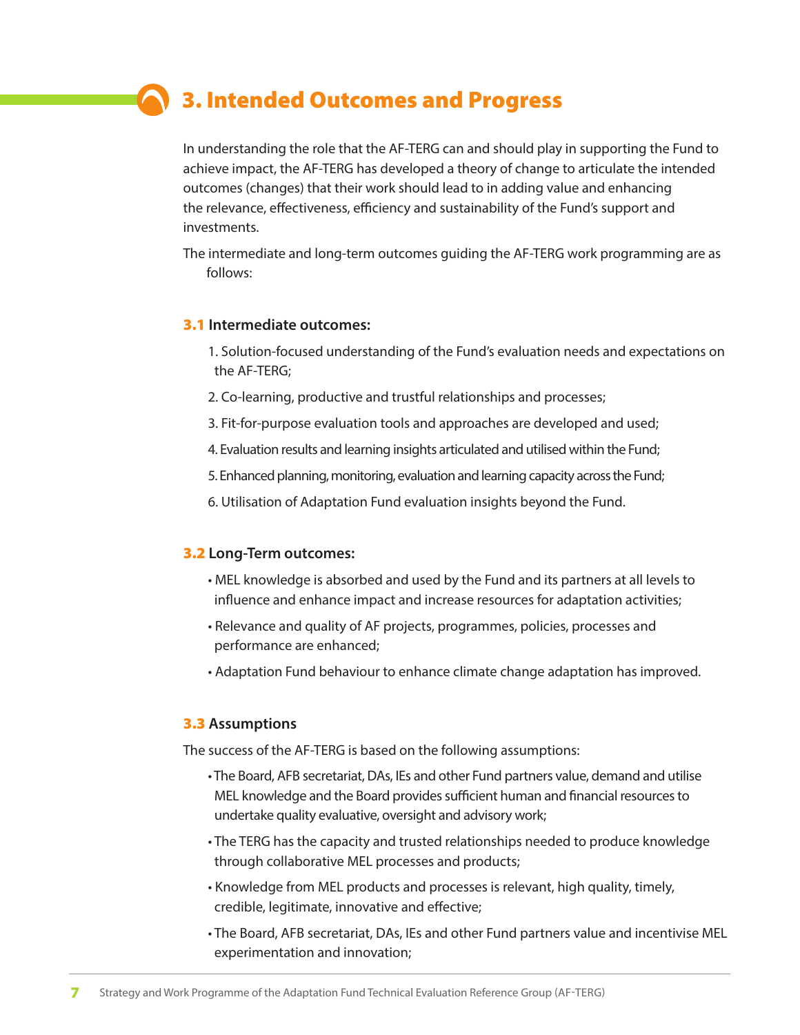## 3. Intended Outcomes and Progress

In understanding the role that the AF-TERG can and should play in supporting the Fund to achieve impact, the AF-TERG has developed a theory of change to articulate the intended outcomes (changes) that their work should lead to in adding value and enhancing the relevance, effectiveness, efficiency and sustainability of the Fund's support and investments.

The intermediate and long-term outcomes guiding the AF-TERG work programming are as follows:

### 3.1 Intermediate outcomes:

1. Solution-focused understanding of the Fund's evaluation needs and expectations on the AF-TERG;
2. Co-learning, productive and trustful relationships and processes;
3. Fit-for-purpose evaluation tools and approaches are developed and used;
4. Evaluation results and learning insights articulated and utilised within the Fund;
5. Enhanced planning, monitoring, evaluation and learning capacity across the Fund;
6. Utilisation of Adaptation Fund evaluation insights beyond the Fund.

### 3.2 Long-Term outcomes:

- MEL knowledge is absorbed and used by the Fund and its partners at all levels to influence and enhance impact and increase resources for adaptation activities;
- Relevance and quality of AF projects, programmes, policies, processes and performance are enhanced;
- Adaptation Fund behaviour to enhance climate change adaptation has improved.

### 3.3 Assumptions

The success of the AF-TERG is based on the following assumptions:

- The Board, AFB secretariat, DAs, IEs and other Fund partners value, demand and utilise MEL knowledge and the Board provides sufficient human and financial resources to undertake quality evaluative, oversight and advisory work;
- The TERG has the capacity and trusted relationships needed to produce knowledge through collaborative MEL processes and products;
- Knowledge from MEL products and processes is relevant, high quality, timely, credible, legitimate, innovative and effective;
- The Board, AFB secretariat, DAs, IEs and other Fund partners value and incentivise MEL experimentation and innovation;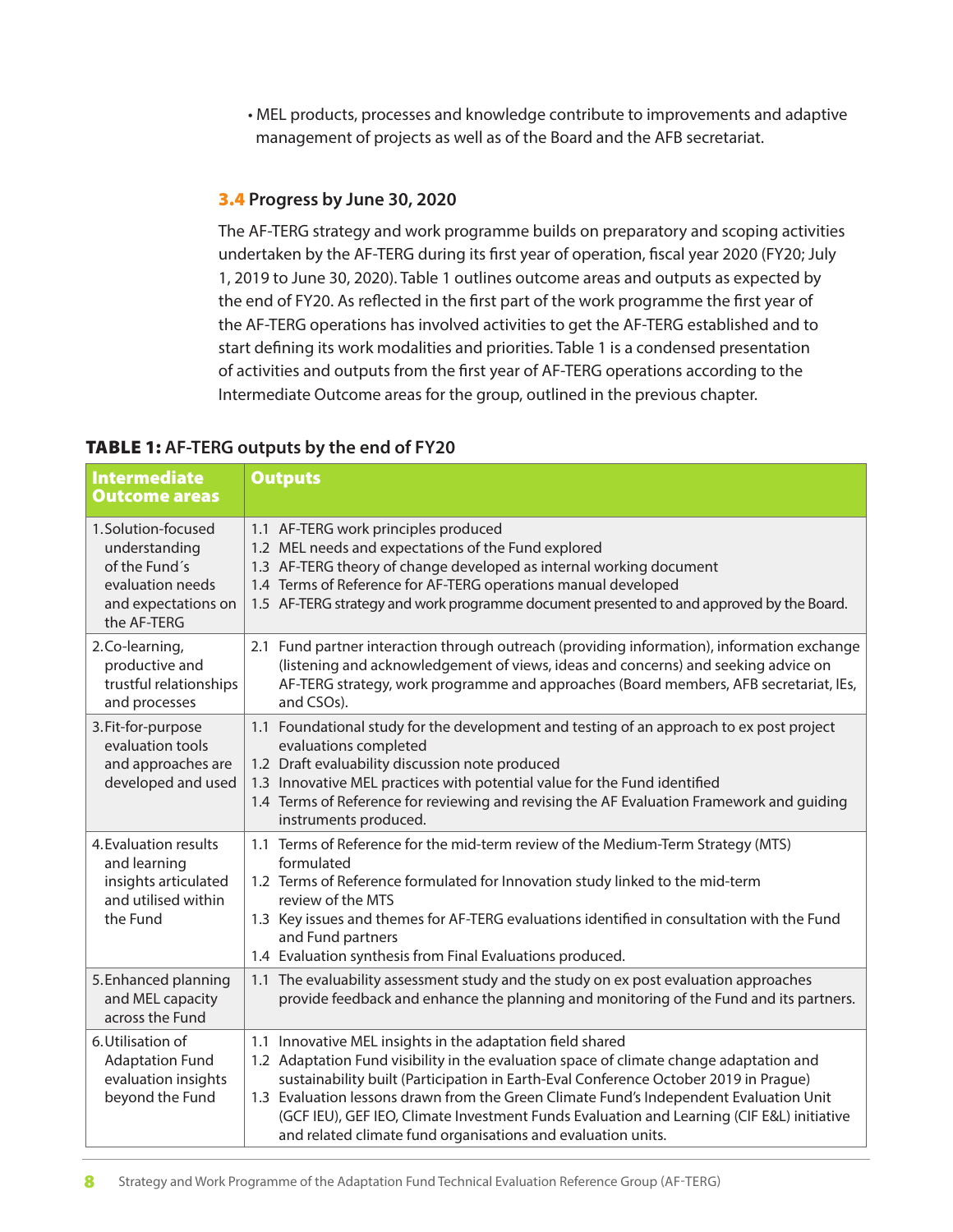- MEL products, processes and knowledge contribute to improvements and adaptive management of projects as well as of the Board and the AFB secretariat.

### 3.4 Progress by June 30, 2020

The AF-TERG strategy and work programme builds on preparatory and scoping activities undertaken by the AF-TERG during its first year of operation, fiscal year 2020 (FY20; July 1, 2019 to June 30, 2020). Table 1 outlines outcome areas and outputs as expected by the end of FY20. As reflected in the first part of the work programme the first year of the AF-TERG operations has involved activities to get the AF-TERG established and to start defining its work modalities and priorities. Table 1 is a condensed presentation of activities and outputs from the first year of AF-TERG operations according to the Intermediate Outcome areas for the group, outlined in the previous chapter.

**TABLE 1: AF-TERG outputs by the end of FY20**

| Intermediate Outcome areas | Outputs |
|---|---|
| 1. Solution-focused understanding of the Fund´s evaluation needs and expectations on the AF-TERG | 1.1 AF-TERG work principles produced<br>1.2 MEL needs and expectations of the Fund explored<br>1.3 AF-TERG theory of change developed as internal working document<br>1.4 Terms of Reference for AF-TERG operations manual developed<br>1.5 AF-TERG strategy and work programme document presented to and approved by the Board. |
| 2. Co-learning, productive and trustful relationships and processes | 2.1 Fund partner interaction through outreach (providing information), information exchange (listening and acknowledgement of views, ideas and concerns) and seeking advice on AF-TERG strategy, work programme and approaches (Board members, AFB secretariat, IEs, and CSOs). |
| 3. Fit-for-purpose evaluation tools and approaches are developed and used | 1.1 Foundational study for the development and testing of an approach to ex post project evaluations completed<br>1.2 Draft evaluability discussion note produced<br>1.3 Innovative MEL practices with potential value for the Fund identified<br>1.4 Terms of Reference for reviewing and revising the AF Evaluation Framework and guiding instruments produced. |
| 4. Evaluation results and learning insights articulated and utilised within the Fund | 1.1 Terms of Reference for the mid-term review of the Medium-Term Strategy (MTS) formulated<br>1.2 Terms of Reference formulated for Innovation study linked to the mid-term review of the MTS<br>1.3 Key issues and themes for AF-TERG evaluations identified in consultation with the Fund and Fund partners<br>1.4 Evaluation synthesis from Final Evaluations produced. |
| 5. Enhanced planning and MEL capacity across the Fund | 1.1 The evaluability assessment study and the study on ex post evaluation approaches provide feedback and enhance the planning and monitoring of the Fund and its partners. |
| 6. Utilisation of Adaptation Fund evaluation insights beyond the Fund | 1.1 Innovative MEL insights in the adaptation field shared<br>1.2 Adaptation Fund visibility in the evaluation space of climate change adaptation and sustainability built (Participation in Earth-Eval Conference October 2019 in Prague)<br>1.3 Evaluation lessons drawn from the Green Climate Fund's Independent Evaluation Unit (GCF IEU), GEF IEO, Climate Investment Funds Evaluation and Learning (CIF E&L) initiative and related climate fund organisations and evaluation units. |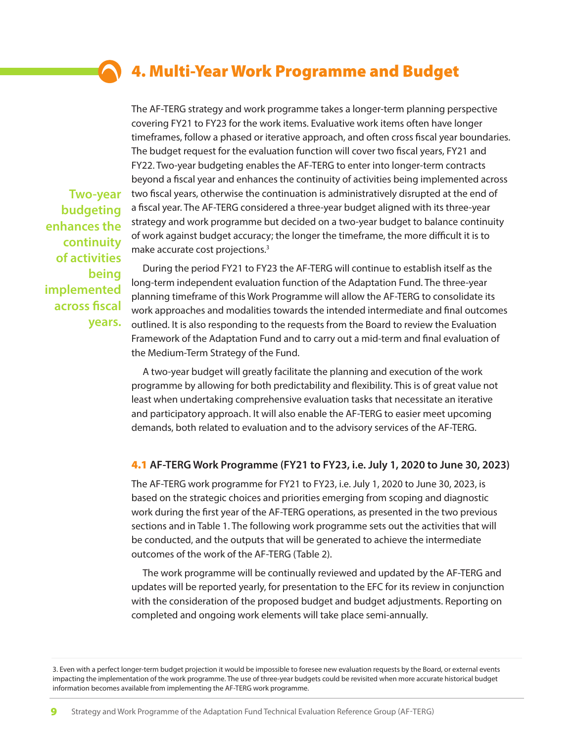# 4. Multi-Year Work Programme and Budget

The AF-TERG strategy and work programme takes a longer-term planning perspective covering FY21 to FY23 for the work items. Evaluative work items often have longer timeframes, follow a phased or iterative approach, and often cross fiscal year boundaries. The budget request for the evaluation function will cover two fiscal years, FY21 and FY22. Two-year budgeting enables the AF-TERG to enter into longer-term contracts beyond a fiscal year and enhances the continuity of activities being implemented across two fiscal years, otherwise the continuation is administratively disrupted at the end of a fiscal year. The AF-TERG considered a three-year budget aligned with its three-year strategy and work programme but decided on a two-year budget to balance continuity of work against budget accuracy; the longer the timeframe, the more difficult it is to make accurate cost projections.[3]

**Two-year budgeting enhances the continuity of activities being implemented across fiscal years.**

During the period FY21 to FY23 the AF-TERG will continue to establish itself as the long-term independent evaluation function of the Adaptation Fund. The three-year planning timeframe of this Work Programme will allow the AF-TERG to consolidate its work approaches and modalities towards the intended intermediate and final outcomes outlined. It is also responding to the requests from the Board to review the Evaluation Framework of the Adaptation Fund and to carry out a mid-term and final evaluation of the Medium-Term Strategy of the Fund.

A two-year budget will greatly facilitate the planning and execution of the work programme by allowing for both predictability and flexibility. This is of great value not least when undertaking comprehensive evaluation tasks that necessitate an iterative and participatory approach. It will also enable the AF-TERG to easier meet upcoming demands, both related to evaluation and to the advisory services of the AF-TERG.

## 4.1 AF-TERG Work Programme (FY21 to FY23, i.e. July 1, 2020 to June 30, 2023)

The AF-TERG work programme for FY21 to FY23, i.e. July 1, 2020 to June 30, 2023, is based on the strategic choices and priorities emerging from scoping and diagnostic work during the first year of the AF-TERG operations, as presented in the two previous sections and in Table 1. The following work programme sets out the activities that will be conducted, and the outputs that will be generated to achieve the intermediate outcomes of the work of the AF-TERG (Table 2).

The work programme will be continually reviewed and updated by the AF-TERG and updates will be reported yearly, for presentation to the EFC for its review in conjunction with the consideration of the proposed budget and budget adjustments. Reporting on completed and ongoing work elements will take place semi-annually.

---

3. Even with a perfect longer-term budget projection it would be impossible to foresee new evaluation requests by the Board, or external events impacting the implementation of the work programme. The use of three-year budgets could be revisited when more accurate historical budget information becomes available from implementing the AF-TERG work programme.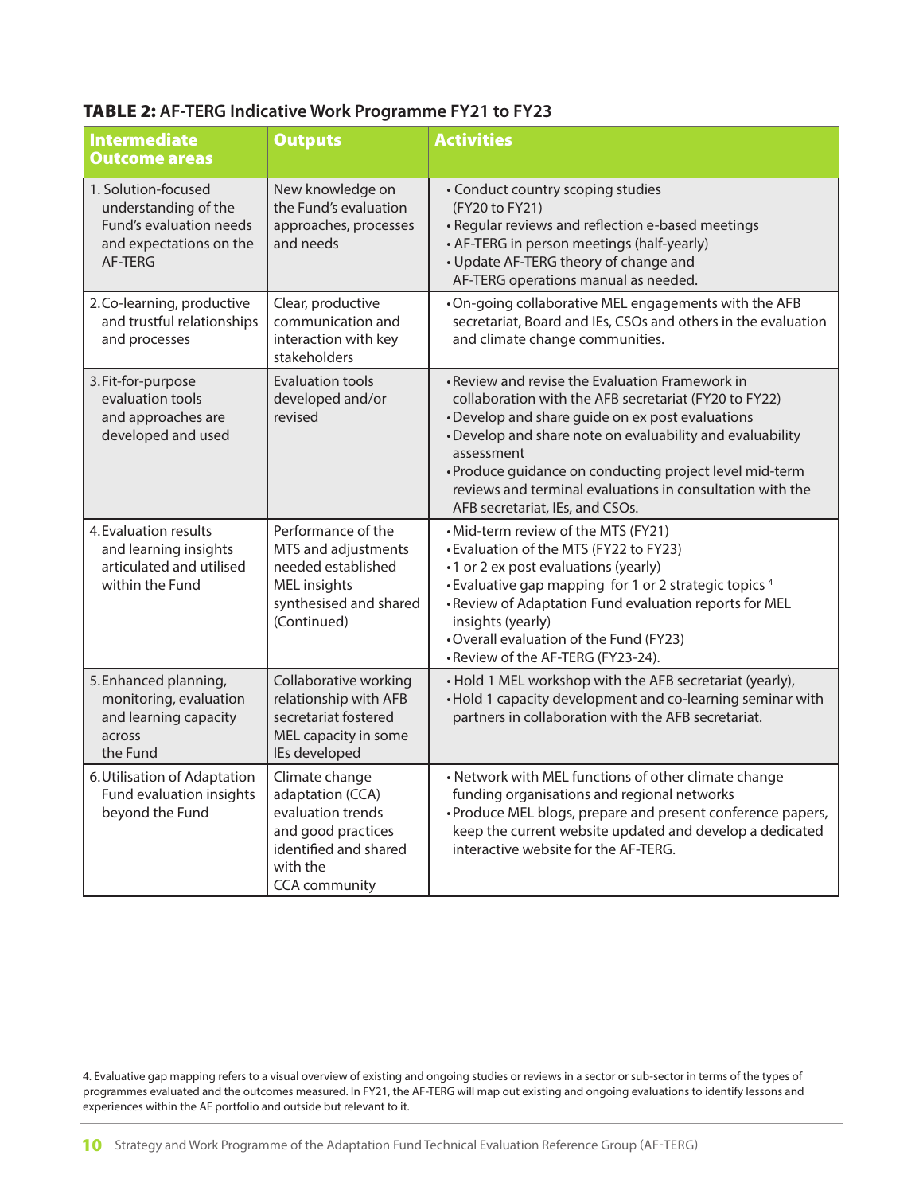**TABLE 2:** AF-TERG Indicative Work Programme FY21 to FY23

| Intermediate Outcome areas | Outputs | Activities |
|---|---|---|
| 1. Solution-focused understanding of the Fund's evaluation needs and expectations on the AF-TERG | New knowledge on the Fund's evaluation approaches, processes and needs | • Conduct country scoping studies (FY20 to FY21)<br>• Regular reviews and reflection e-based meetings<br>• AF-TERG in person meetings (half-yearly)<br>• Update AF-TERG theory of change and AF-TERG operations manual as needed. |
| 2. Co-learning, productive and trustful relationships and processes | Clear, productive communication and interaction with key stakeholders | • On-going collaborative MEL engagements with the AFB secretariat, Board and IEs, CSOs and others in the evaluation and climate change communities. |
| 3. Fit-for-purpose evaluation tools and approaches are developed and used | Evaluation tools developed and/or revised | • Review and revise the Evaluation Framework in collaboration with the AFB secretariat (FY20 to FY22)<br>• Develop and share guide on ex post evaluations<br>• Develop and share note on evaluability and evaluability assessment<br>• Produce guidance on conducting project level mid-term reviews and terminal evaluations in consultation with the AFB secretariat, IEs, and CSOs. |
| 4. Evaluation results and learning insights articulated and utilised within the Fund | Performance of the MTS and adjustments needed established MEL insights synthesised and shared (Continued) | • Mid-term review of the MTS (FY21)<br>• Evaluation of the MTS (FY22 to FY23)<br>• 1 or 2 ex post evaluations (yearly)<br>• Evaluative gap mapping for 1 or 2 strategic topics [4]<br>• Review of Adaptation Fund evaluation reports for MEL insights (yearly)<br>• Overall evaluation of the Fund (FY23)<br>• Review of the AF-TERG (FY23-24). |
| 5. Enhanced planning, monitoring, evaluation and learning capacity across the Fund | Collaborative working relationship with AFB secretariat fostered MEL capacity in some IEs developed | • Hold 1 MEL workshop with the AFB secretariat (yearly),<br>• Hold 1 capacity development and co-learning seminar with partners in collaboration with the AFB secretariat. |
| 6. Utilisation of Adaptation Fund evaluation insights beyond the Fund | Climate change adaptation (CCA) evaluation trends and good practices identified and shared with the CCA community | • Network with MEL functions of other climate change funding organisations and regional networks<br>• Produce MEL blogs, prepare and present conference papers, keep the current website updated and develop a dedicated interactive website for the AF-TERG. |

4. Evaluative gap mapping refers to a visual overview of existing and ongoing studies or reviews in a sector or sub-sector in terms of the types of programmes evaluated and the outcomes measured. In FY21, the AF-TERG will map out existing and ongoing evaluations to identify lessons and experiences within the AF portfolio and outside but relevant to it.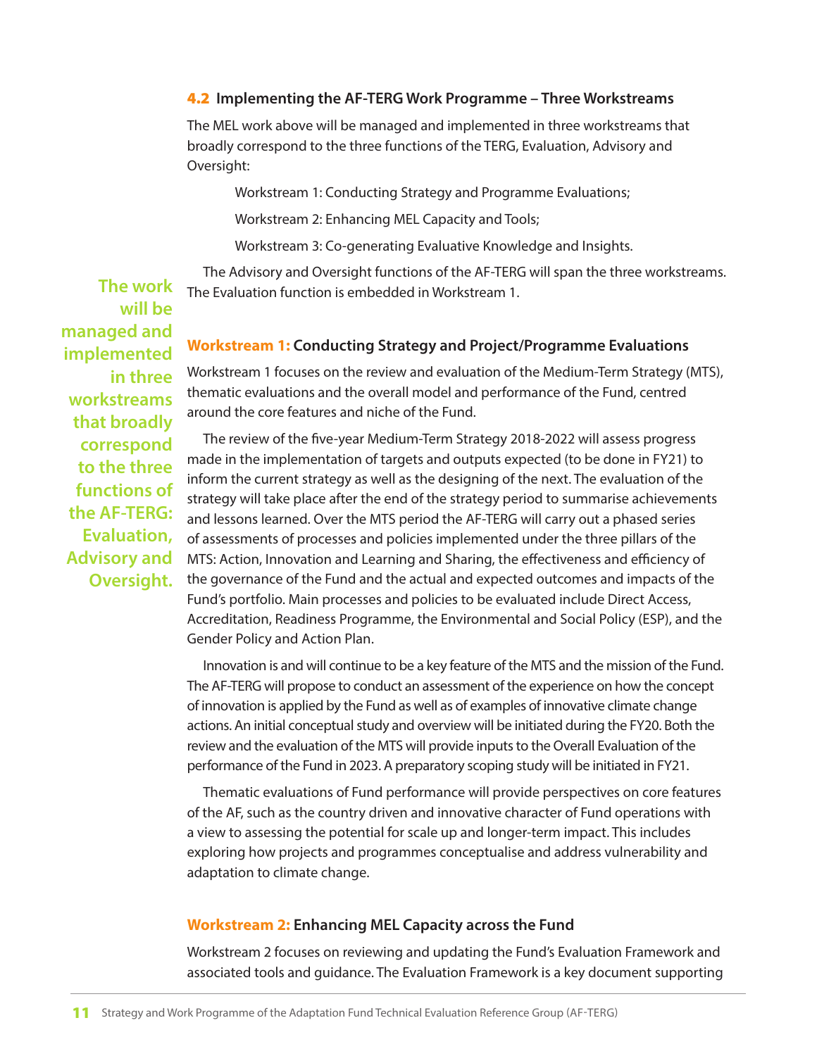### 4.2 Implementing the AF-TERG Work Programme – Three Workstreams

The MEL work above will be managed and implemented in three workstreams that broadly correspond to the three functions of the TERG, Evaluation, Advisory and Oversight:

Workstream 1: Conducting Strategy and Programme Evaluations;

Workstream 2: Enhancing MEL Capacity and Tools;

Workstream 3: Co-generating Evaluative Knowledge and Insights.

The Advisory and Oversight functions of the AF-TERG will span the three workstreams. The Evaluation function is embedded in Workstream 1.

**The work will be managed and implemented in three workstreams that broadly correspond to the three functions of the AF-TERG: Evaluation, Advisory and Oversight.**

#### Workstream 1: Conducting Strategy and Project/Programme Evaluations

Workstream 1 focuses on the review and evaluation of the Medium-Term Strategy (MTS), thematic evaluations and the overall model and performance of the Fund, centred around the core features and niche of the Fund.

The review of the five-year Medium-Term Strategy 2018-2022 will assess progress made in the implementation of targets and outputs expected (to be done in FY21) to inform the current strategy as well as the designing of the next. The evaluation of the strategy will take place after the end of the strategy period to summarise achievements and lessons learned. Over the MTS period the AF-TERG will carry out a phased series of assessments of processes and policies implemented under the three pillars of the MTS: Action, Innovation and Learning and Sharing, the effectiveness and efficiency of the governance of the Fund and the actual and expected outcomes and impacts of the Fund's portfolio. Main processes and policies to be evaluated include Direct Access, Accreditation, Readiness Programme, the Environmental and Social Policy (ESP), and the Gender Policy and Action Plan.

Innovation is and will continue to be a key feature of the MTS and the mission of the Fund. The AF-TERG will propose to conduct an assessment of the experience on how the concept of innovation is applied by the Fund as well as of examples of innovative climate change actions. An initial conceptual study and overview will be initiated during the FY20. Both the review and the evaluation of the MTS will provide inputs to the Overall Evaluation of the performance of the Fund in 2023. A preparatory scoping study will be initiated in FY21.

Thematic evaluations of Fund performance will provide perspectives on core features of the AF, such as the country driven and innovative character of Fund operations with a view to assessing the potential for scale up and longer-term impact. This includes exploring how projects and programmes conceptualise and address vulnerability and adaptation to climate change.

#### Workstream 2: Enhancing MEL Capacity across the Fund

Workstream 2 focuses on reviewing and updating the Fund's Evaluation Framework and associated tools and guidance. The Evaluation Framework is a key document supporting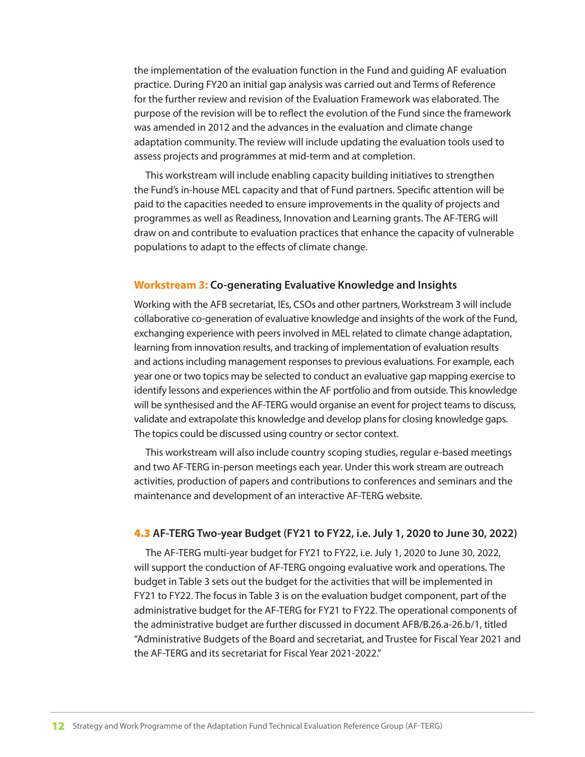the implementation of the evaluation function in the Fund and guiding AF evaluation practice. During FY20 an initial gap analysis was carried out and Terms of Reference for the further review and revision of the Evaluation Framework was elaborated. The purpose of the revision will be to reflect the evolution of the Fund since the framework was amended in 2012 and the advances in the evaluation and climate change adaptation community. The review will include updating the evaluation tools used to assess projects and programmes at mid-term and at completion.

This workstream will include enabling capacity building initiatives to strengthen the Fund's in-house MEL capacity and that of Fund partners. Specific attention will be paid to the capacities needed to ensure improvements in the quality of projects and programmes as well as Readiness, Innovation and Learning grants. The AF-TERG will draw on and contribute to evaluation practices that enhance the capacity of vulnerable populations to adapt to the effects of climate change.

### Workstream 3: Co-generating Evaluative Knowledge and Insights

Working with the AFB secretariat, IEs, CSOs and other partners, Workstream 3 will include collaborative co-generation of evaluative knowledge and insights of the work of the Fund, exchanging experience with peers involved in MEL related to climate change adaptation, learning from innovation results, and tracking of implementation of evaluation results and actions including management responses to previous evaluations. For example, each year one or two topics may be selected to conduct an evaluative gap mapping exercise to identify lessons and experiences within the AF portfolio and from outside. This knowledge will be synthesised and the AF-TERG would organise an event for project teams to discuss, validate and extrapolate this knowledge and develop plans for closing knowledge gaps. The topics could be discussed using country or sector context.

This workstream will also include country scoping studies, regular e-based meetings and two AF-TERG in-person meetings each year. Under this work stream are outreach activities, production of papers and contributions to conferences and seminars and the maintenance and development of an interactive AF-TERG website.

## 4.3 AF-TERG Two-year Budget (FY21 to FY22, i.e. July 1, 2020 to June 30, 2022)

The AF-TERG multi-year budget for FY21 to FY22, i.e. July 1, 2020 to June 30, 2022, will support the conduction of AF-TERG ongoing evaluative work and operations. The budget in Table 3 sets out the budget for the activities that will be implemented in FY21 to FY22. The focus in Table 3 is on the evaluation budget component, part of the administrative budget for the AF-TERG for FY21 to FY22. The operational components of the administrative budget are further discussed in document AFB/B.26.a-26.b/1, titled "Administrative Budgets of the Board and secretariat, and Trustee for Fiscal Year 2021 and the AF-TERG and its secretariat for Fiscal Year 2021-2022."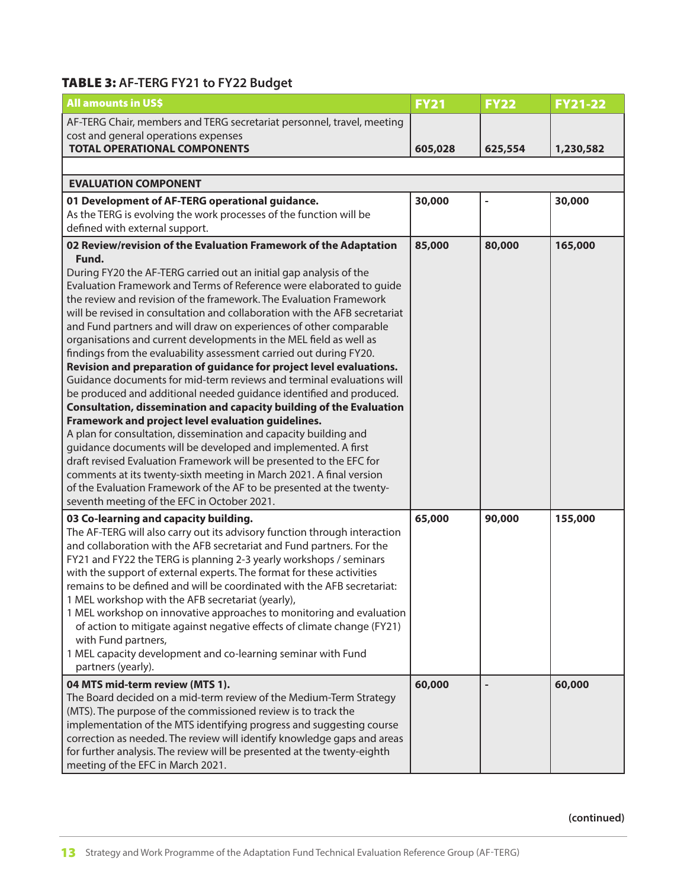**TABLE 3:** AF-TERG FY21 to FY22 Budget

| All amounts in US$ | FY21 | FY22 | FY21-22 |
|---|---|---|---|
| AF-TERG Chair, members and TERG secretariat personnel, travel, meeting cost and general operations expenses<br>**TOTAL OPERATIONAL COMPONENTS** | 605,028 | 625,554 | 1,230,582 |
| | | | |
| **EVALUATION COMPONENT** | | | |
| **01 Development of AF-TERG operational guidance.**<br>As the TERG is evolving the work processes of the function will be defined with external support. | 30,000 | - | 30,000 |
| **02 Review/revision of the Evaluation Framework of the Adaptation Fund.**<br>During FY20 the AF-TERG carried out an initial gap analysis of the Evaluation Framework and Terms of Reference were elaborated to guide the review and revision of the framework. The Evaluation Framework will be revised in consultation and collaboration with the AFB secretariat and Fund partners and will draw on experiences of other comparable organisations and current developments in the MEL field as well as findings from the evaluability assessment carried out during FY20.<br>**Revision and preparation of guidance for project level evaluations.**<br>Guidance documents for mid-term reviews and terminal evaluations will be produced and additional needed guidance identified and produced.<br>**Consultation, dissemination and capacity building of the Evaluation Framework and project level evaluation guidelines.**<br>A plan for consultation, dissemination and capacity building and guidance documents will be developed and implemented. A first draft revised Evaluation Framework will be presented to the EFC for comments at its twenty-sixth meeting in March 2021. A final version of the Evaluation Framework of the AF to be presented at the twenty-seventh meeting of the EFC in October 2021. | 85,000 | 80,000 | 165,000 |
| **03 Co-learning and capacity building.**<br>The AF-TERG will also carry out its advisory function through interaction and collaboration with the AFB secretariat and Fund partners. For the FY21 and FY22 the TERG is planning 2-3 yearly workshops / seminars with the support of external experts. The format for these activities remains to be defined and will be coordinated with the AFB secretariat:<br>1 MEL workshop with the AFB secretariat (yearly),<br>1 MEL workshop on innovative approaches to monitoring and evaluation of action to mitigate against negative effects of climate change (FY21) with Fund partners,<br>1 MEL capacity development and co-learning seminar with Fund partners (yearly). | 65,000 | 90,000 | 155,000 |
| **04 MTS mid-term review (MTS 1).**<br>The Board decided on a mid-term review of the Medium-Term Strategy (MTS). The purpose of the commissioned review is to track the implementation of the MTS identifying progress and suggesting course correction as needed. The review will identify knowledge gaps and areas for further analysis. The review will be presented at the twenty-eighth meeting of the EFC in March 2021. | 60,000 | - | 60,000 |

(continued)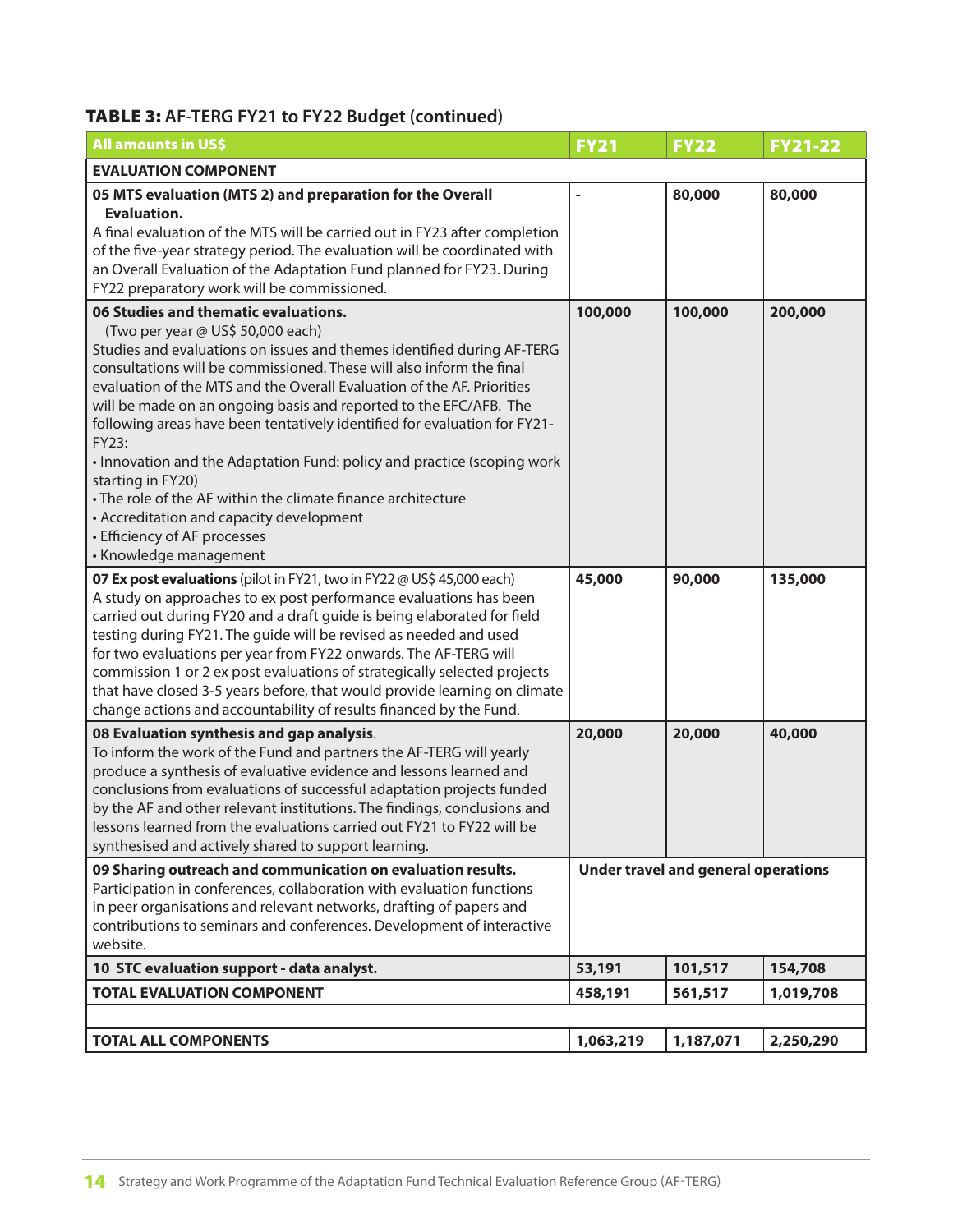**TABLE 3:** AF-TERG FY21 to FY22 Budget (continued)

| All amounts in US$ | FY21 | FY22 | FY21-22 |
|---|---|---|---|
| **EVALUATION COMPONENT** | | | |
| **05 MTS evaluation (MTS 2) and preparation for the Overall Evaluation.** A final evaluation of the MTS will be carried out in FY23 after completion of the five-year strategy period. The evaluation will be coordinated with an Overall Evaluation of the Adaptation Fund planned for FY23. During FY22 preparatory work will be commissioned. | - | 80,000 | 80,000 |
| **06 Studies and thematic evaluations.** (Two per year @ US$ 50,000 each) Studies and evaluations on issues and themes identified during AF-TERG consultations will be commissioned. These will also inform the final evaluation of the MTS and the Overall Evaluation of the AF. Priorities will be made on an ongoing basis and reported to the EFC/AFB. The following areas have been tentatively identified for evaluation for FY21-FY23: • Innovation and the Adaptation Fund: policy and practice (scoping work starting in FY20) • The role of the AF within the climate finance architecture • Accreditation and capacity development • Efficiency of AF processes • Knowledge management | 100,000 | 100,000 | 200,000 |
| **07 Ex post evaluations** (pilot in FY21, two in FY22 @ US$ 45,000 each) A study on approaches to ex post performance evaluations has been carried out during FY20 and a draft guide is being elaborated for field testing during FY21. The guide will be revised as needed and used for two evaluations per year from FY22 onwards. The AF-TERG will commission 1 or 2 ex post evaluations of strategically selected projects that have closed 3-5 years before, that would provide learning on climate change actions and accountability of results financed by the Fund. | 45,000 | 90,000 | 135,000 |
| **08 Evaluation synthesis and gap analysis**. To inform the work of the Fund and partners the AF-TERG will yearly produce a synthesis of evaluative evidence and lessons learned and conclusions from evaluations of successful adaptation projects funded by the AF and other relevant institutions. The findings, conclusions and lessons learned from the evaluations carried out FY21 to FY22 will be synthesised and actively shared to support learning. | 20,000 | 20,000 | 40,000 |
| **09 Sharing outreach and communication on evaluation results.** Participation in conferences, collaboration with evaluation functions in peer organisations and relevant networks, drafting of papers and contributions to seminars and conferences. Development of interactive website. | **Under travel and general operations** | | |
| **10 STC evaluation support - data analyst.** | 53,191 | 101,517 | 154,708 |
| **TOTAL EVALUATION COMPONENT** | 458,191 | 561,517 | 1,019,708 |
| | | | |
| **TOTAL ALL COMPONENTS** | 1,063,219 | 1,187,071 | 2,250,290 |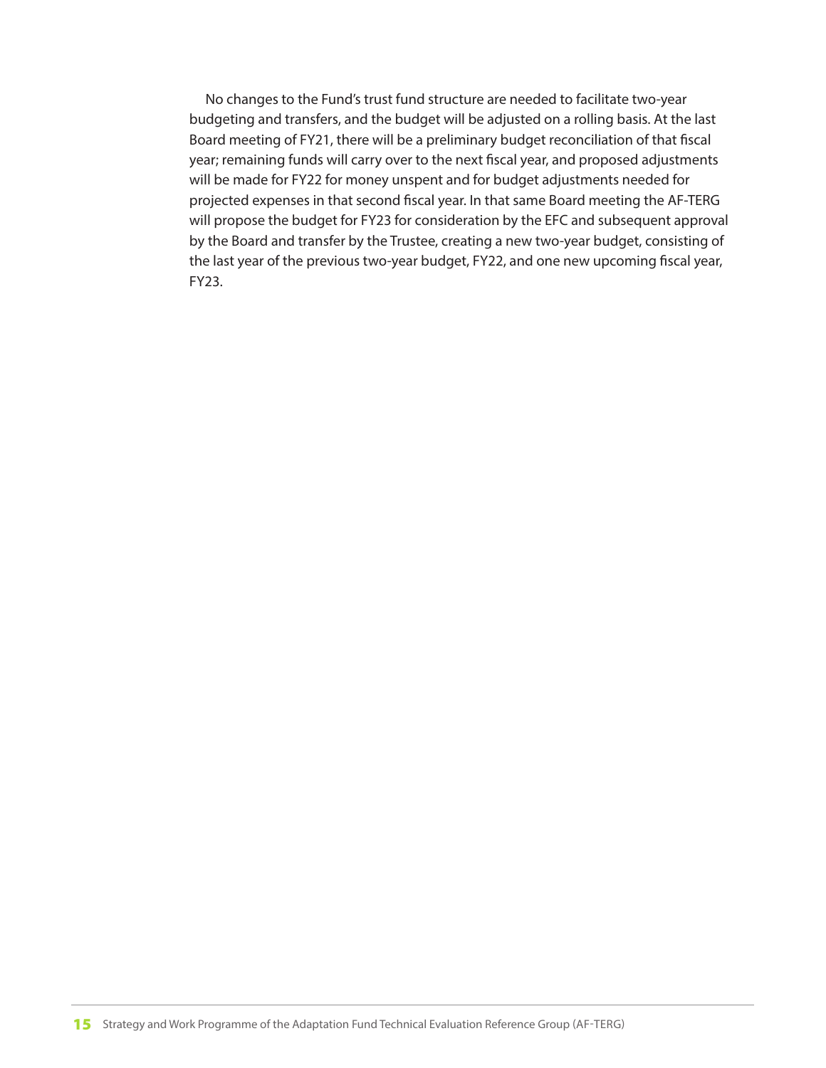No changes to the Fund's trust fund structure are needed to facilitate two-year budgeting and transfers, and the budget will be adjusted on a rolling basis. At the last Board meeting of FY21, there will be a preliminary budget reconciliation of that fiscal year; remaining funds will carry over to the next fiscal year, and proposed adjustments will be made for FY22 for money unspent and for budget adjustments needed for projected expenses in that second fiscal year. In that same Board meeting the AF-TERG will propose the budget for FY23 for consideration by the EFC and subsequent approval by the Board and transfer by the Trustee, creating a new two-year budget, consisting of the last year of the previous two-year budget, FY22, and one new upcoming fiscal year, FY23.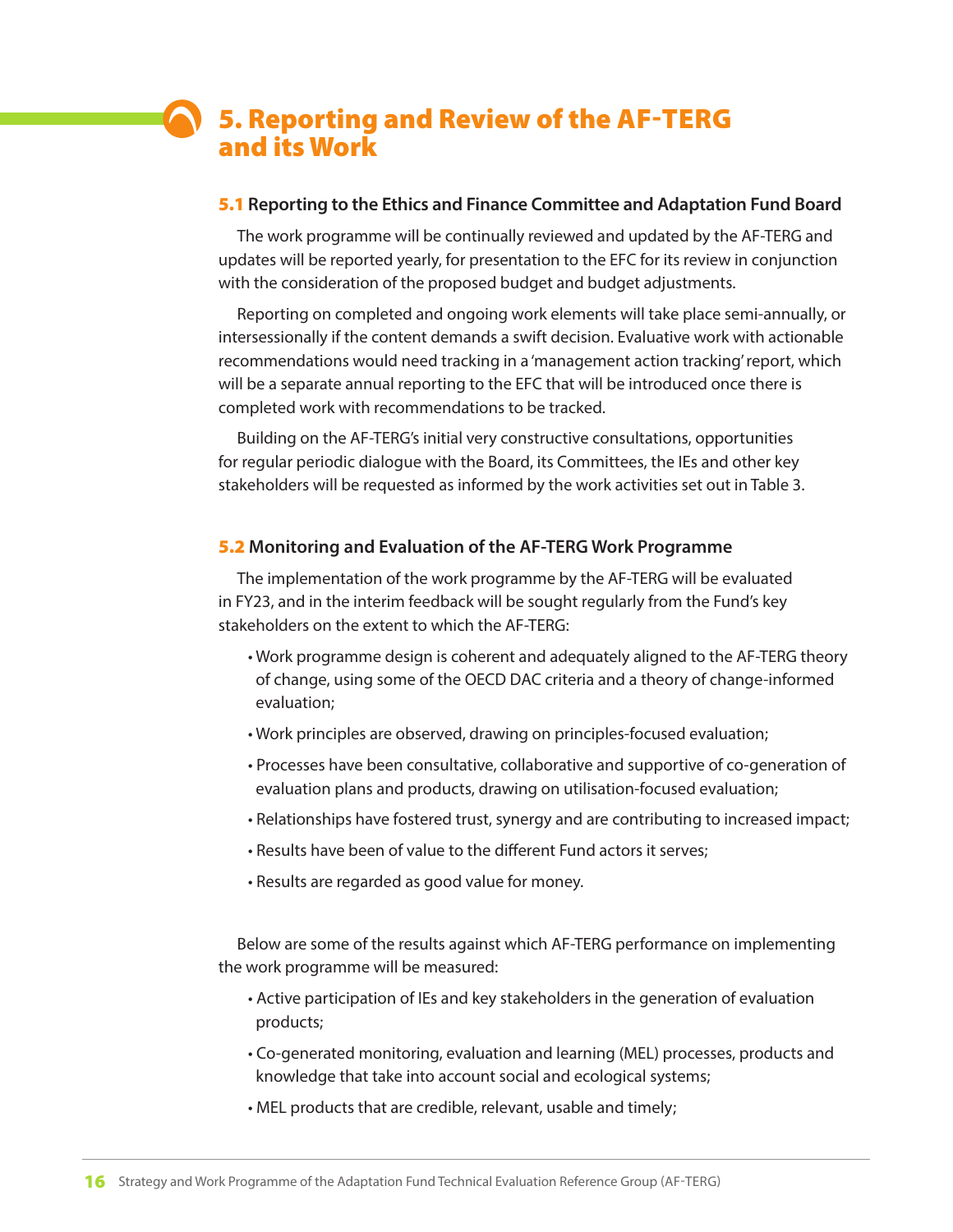# 5. Reporting and Review of the AF-TERG and its Work

## 5.1 Reporting to the Ethics and Finance Committee and Adaptation Fund Board

The work programme will be continually reviewed and updated by the AF-TERG and updates will be reported yearly, for presentation to the EFC for its review in conjunction with the consideration of the proposed budget and budget adjustments.

Reporting on completed and ongoing work elements will take place semi-annually, or intersessionally if the content demands a swift decision. Evaluative work with actionable recommendations would need tracking in a 'management action tracking' report, which will be a separate annual reporting to the EFC that will be introduced once there is completed work with recommendations to be tracked.

Building on the AF-TERG's initial very constructive consultations, opportunities for regular periodic dialogue with the Board, its Committees, the IEs and other key stakeholders will be requested as informed by the work activities set out in Table 3.

## 5.2 Monitoring and Evaluation of the AF-TERG Work Programme

The implementation of the work programme by the AF-TERG will be evaluated in FY23, and in the interim feedback will be sought regularly from the Fund's key stakeholders on the extent to which the AF-TERG:

- Work programme design is coherent and adequately aligned to the AF-TERG theory of change, using some of the OECD DAC criteria and a theory of change-informed evaluation;
- Work principles are observed, drawing on principles-focused evaluation;
- Processes have been consultative, collaborative and supportive of co-generation of evaluation plans and products, drawing on utilisation-focused evaluation;
- Relationships have fostered trust, synergy and are contributing to increased impact;
- Results have been of value to the different Fund actors it serves;
- Results are regarded as good value for money.

Below are some of the results against which AF-TERG performance on implementing the work programme will be measured:

- Active participation of IEs and key stakeholders in the generation of evaluation products;
- Co-generated monitoring, evaluation and learning (MEL) processes, products and knowledge that take into account social and ecological systems;
- MEL products that are credible, relevant, usable and timely;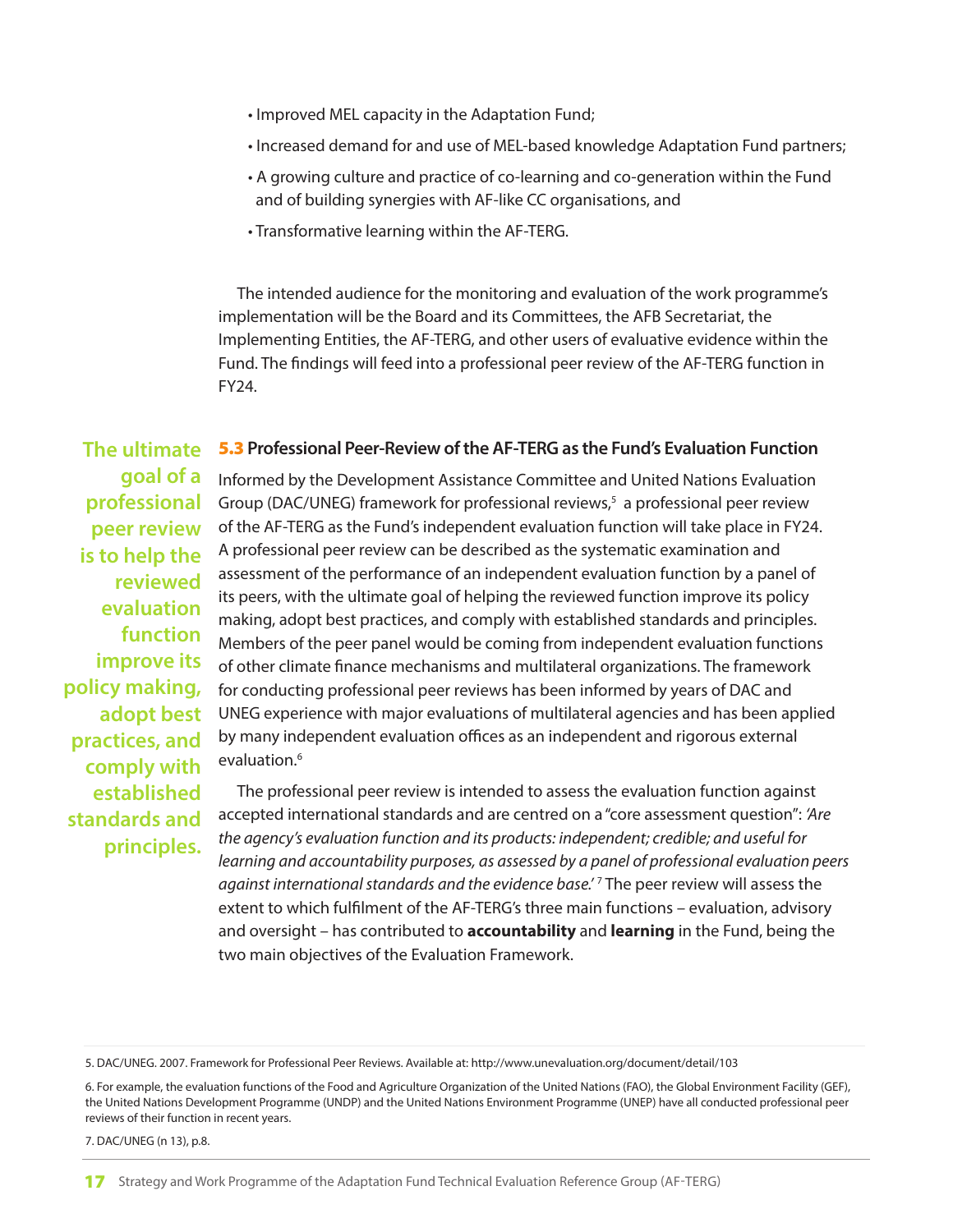- Improved MEL capacity in the Adaptation Fund;
- Increased demand for and use of MEL-based knowledge Adaptation Fund partners;
- A growing culture and practice of co-learning and co-generation within the Fund and of building synergies with AF-like CC organisations, and
- Transformative learning within the AF-TERG.

The intended audience for the monitoring and evaluation of the work programme's implementation will be the Board and its Committees, the AFB Secretariat, the Implementing Entities, the AF-TERG, and other users of evaluative evidence within the Fund. The findings will feed into a professional peer review of the AF-TERG function in FY24.

## 5.3 Professional Peer-Review of the AF-TERG as the Fund's Evaluation Function

**The ultimate goal of a professional peer review is to help the reviewed evaluation function improve its policy making, adopt best practices, and comply with established standards and principles.**

Informed by the Development Assistance Committee and United Nations Evaluation Group (DAC/UNEG) framework for professional reviews,[5] a professional peer review of the AF-TERG as the Fund's independent evaluation function will take place in FY24. A professional peer review can be described as the systematic examination and assessment of the performance of an independent evaluation function by a panel of its peers, with the ultimate goal of helping the reviewed function improve its policy making, adopt best practices, and comply with established standards and principles. Members of the peer panel would be coming from independent evaluation functions of other climate finance mechanisms and multilateral organizations. The framework for conducting professional peer reviews has been informed by years of DAC and UNEG experience with major evaluations of multilateral agencies and has been applied by many independent evaluation offices as an independent and rigorous external evaluation.[6]

The professional peer review is intended to assess the evaluation function against accepted international standards and are centred on a "core assessment question": *'Are the agency's evaluation function and its products: independent; credible; and useful for learning and accountability purposes, as assessed by a panel of professional evaluation peers against international standards and the evidence base.'* [7] The peer review will assess the extent to which fulfilment of the AF-TERG's three main functions – evaluation, advisory and oversight – has contributed to **accountability** and **learning** in the Fund, being the two main objectives of the Evaluation Framework.

5. DAC/UNEG. 2007. Framework for Professional Peer Reviews. Available at: http://www.unevaluation.org/document/detail/103

6. For example, the evaluation functions of the Food and Agriculture Organization of the United Nations (FAO), the Global Environment Facility (GEF), the United Nations Development Programme (UNDP) and the United Nations Environment Programme (UNEP) have all conducted professional peer reviews of their function in recent years.

7. DAC/UNEG (n 13), p.8.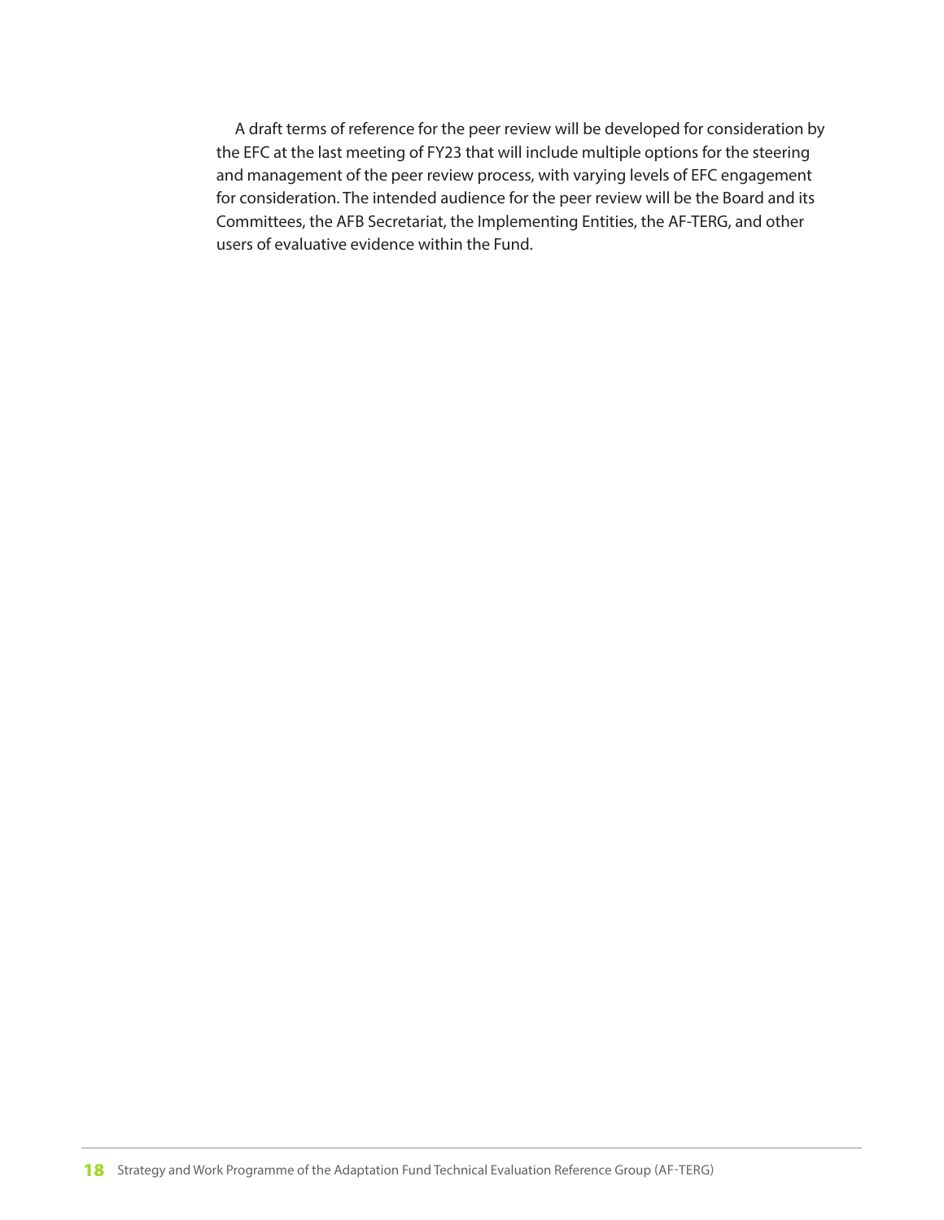A draft terms of reference for the peer review will be developed for consideration by the EFC at the last meeting of FY23 that will include multiple options for the steering and management of the peer review process, with varying levels of EFC engagement for consideration. The intended audience for the peer review will be the Board and its Committees, the AFB Secretariat, the Implementing Entities, the AF-TERG, and other users of evaluative evidence within the Fund.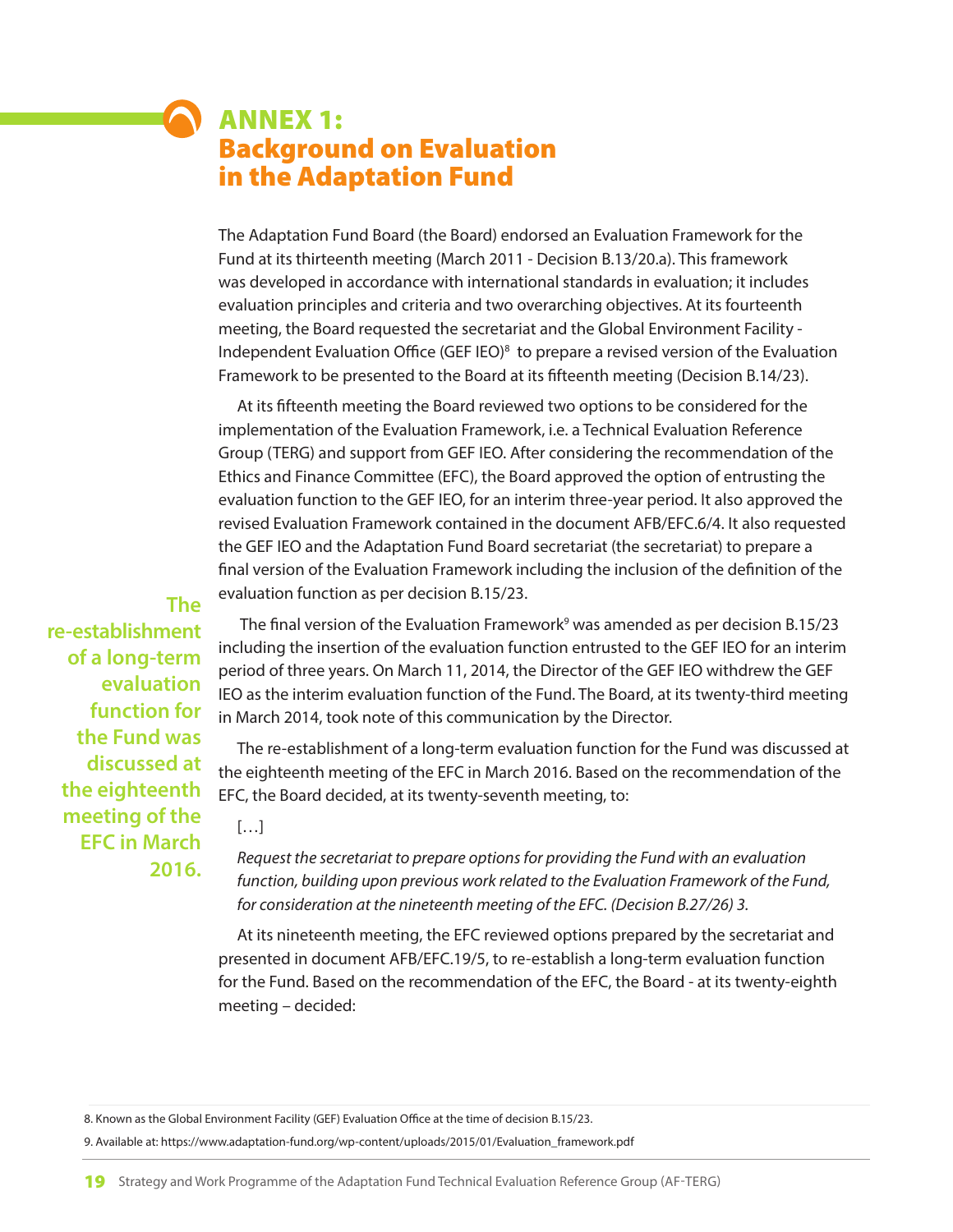# ANNEX 1: Background on Evaluation in the Adaptation Fund

The Adaptation Fund Board (the Board) endorsed an Evaluation Framework for the Fund at its thirteenth meeting (March 2011 - Decision B.13/20.a). This framework was developed in accordance with international standards in evaluation; it includes evaluation principles and criteria and two overarching objectives. At its fourteenth meeting, the Board requested the secretariat and the Global Environment Facility - Independent Evaluation Office (GEF IEO)[8] to prepare a revised version of the Evaluation Framework to be presented to the Board at its fifteenth meeting (Decision B.14/23).

At its fifteenth meeting the Board reviewed two options to be considered for the implementation of the Evaluation Framework, i.e. a Technical Evaluation Reference Group (TERG) and support from GEF IEO. After considering the recommendation of the Ethics and Finance Committee (EFC), the Board approved the option of entrusting the evaluation function to the GEF IEO, for an interim three-year period. It also approved the revised Evaluation Framework contained in the document AFB/EFC.6/4. It also requested the GEF IEO and the Adaptation Fund Board secretariat (the secretariat) to prepare a final version of the Evaluation Framework including the inclusion of the definition of the evaluation function as per decision B.15/23.

**The re-establishment of a long-term evaluation function for the Fund was discussed at the eighteenth meeting of the EFC in March 2016.**

The final version of the Evaluation Framework[9] was amended as per decision B.15/23 including the insertion of the evaluation function entrusted to the GEF IEO for an interim period of three years. On March 11, 2014, the Director of the GEF IEO withdrew the GEF IEO as the interim evaluation function of the Fund. The Board, at its twenty-third meeting in March 2014, took note of this communication by the Director.

The re-establishment of a long-term evaluation function for the Fund was discussed at the eighteenth meeting of the EFC in March 2016. Based on the recommendation of the EFC, the Board decided, at its twenty-seventh meeting, to:

[…]

*Request the secretariat to prepare options for providing the Fund with an evaluation function, building upon previous work related to the Evaluation Framework of the Fund, for consideration at the nineteenth meeting of the EFC. (Decision B.27/26) 3.*

At its nineteenth meeting, the EFC reviewed options prepared by the secretariat and presented in document AFB/EFC.19/5, to re-establish a long-term evaluation function for the Fund. Based on the recommendation of the EFC, the Board - at its twenty-eighth meeting – decided:

8. Known as the Global Environment Facility (GEF) Evaluation Office at the time of decision B.15/23.

9. Available at: https://www.adaptation-fund.org/wp-content/uploads/2015/01/Evaluation_framework.pdf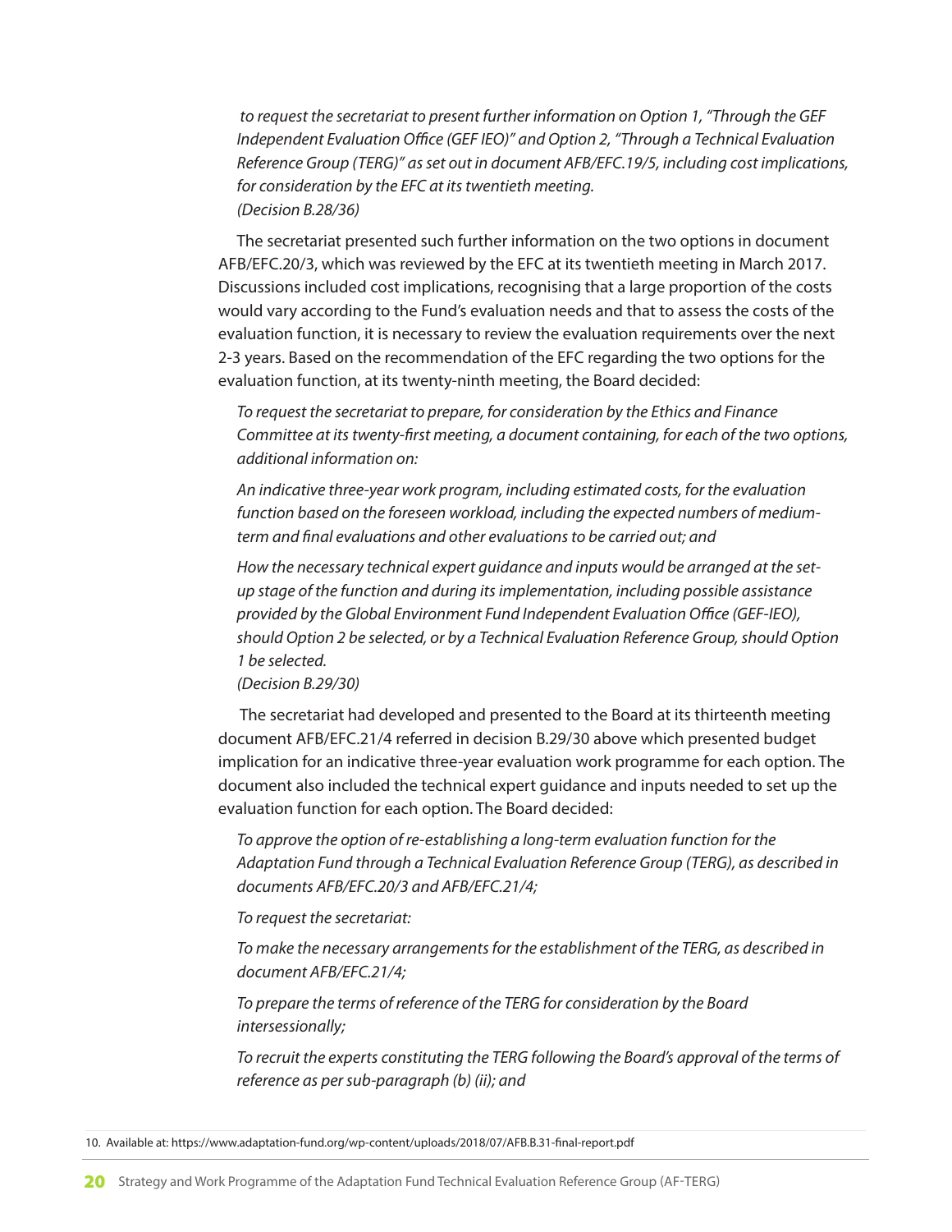*to request the secretariat to present further information on Option 1, "Through the GEF Independent Evaluation Office (GEF IEO)" and Option 2, "Through a Technical Evaluation Reference Group (TERG)" as set out in document AFB/EFC.19/5, including cost implications, for consideration by the EFC at its twentieth meeting.*
*(Decision B.28/36)*

The secretariat presented such further information on the two options in document AFB/EFC.20/3, which was reviewed by the EFC at its twentieth meeting in March 2017. Discussions included cost implications, recognising that a large proportion of the costs would vary according to the Fund's evaluation needs and that to assess the costs of the evaluation function, it is necessary to review the evaluation requirements over the next 2-3 years. Based on the recommendation of the EFC regarding the two options for the evaluation function, at its twenty-ninth meeting, the Board decided:

*To request the secretariat to prepare, for consideration by the Ethics and Finance Committee at its twenty-first meeting, a document containing, for each of the two options, additional information on:*

*An indicative three-year work program, including estimated costs, for the evaluation function based on the foreseen workload, including the expected numbers of medium-term and final evaluations and other evaluations to be carried out; and*

*How the necessary technical expert guidance and inputs would be arranged at the set-up stage of the function and during its implementation, including possible assistance provided by the Global Environment Fund Independent Evaluation Office (GEF-IEO), should Option 2 be selected, or by a Technical Evaluation Reference Group, should Option 1 be selected.*
*(Decision B.29/30)*

The secretariat had developed and presented to the Board at its thirteenth meeting document AFB/EFC.21/4 referred in decision B.29/30 above which presented budget implication for an indicative three-year evaluation work programme for each option. The document also included the technical expert guidance and inputs needed to set up the evaluation function for each option. The Board decided:

*To approve the option of re-establishing a long-term evaluation function for the Adaptation Fund through a Technical Evaluation Reference Group (TERG), as described in documents AFB/EFC.20/3 and AFB/EFC.21/4;*

*To request the secretariat:*

*To make the necessary arrangements for the establishment of the TERG, as described in document AFB/EFC.21/4;*

*To prepare the terms of reference of the TERG for consideration by the Board intersessionally;*

*To recruit the experts constituting the TERG following the Board's approval of the terms of reference as per sub-paragraph (b) (ii); and*

10. Available at: https://www.adaptation-fund.org/wp-content/uploads/2018/07/AFB.B.31-final-report.pdf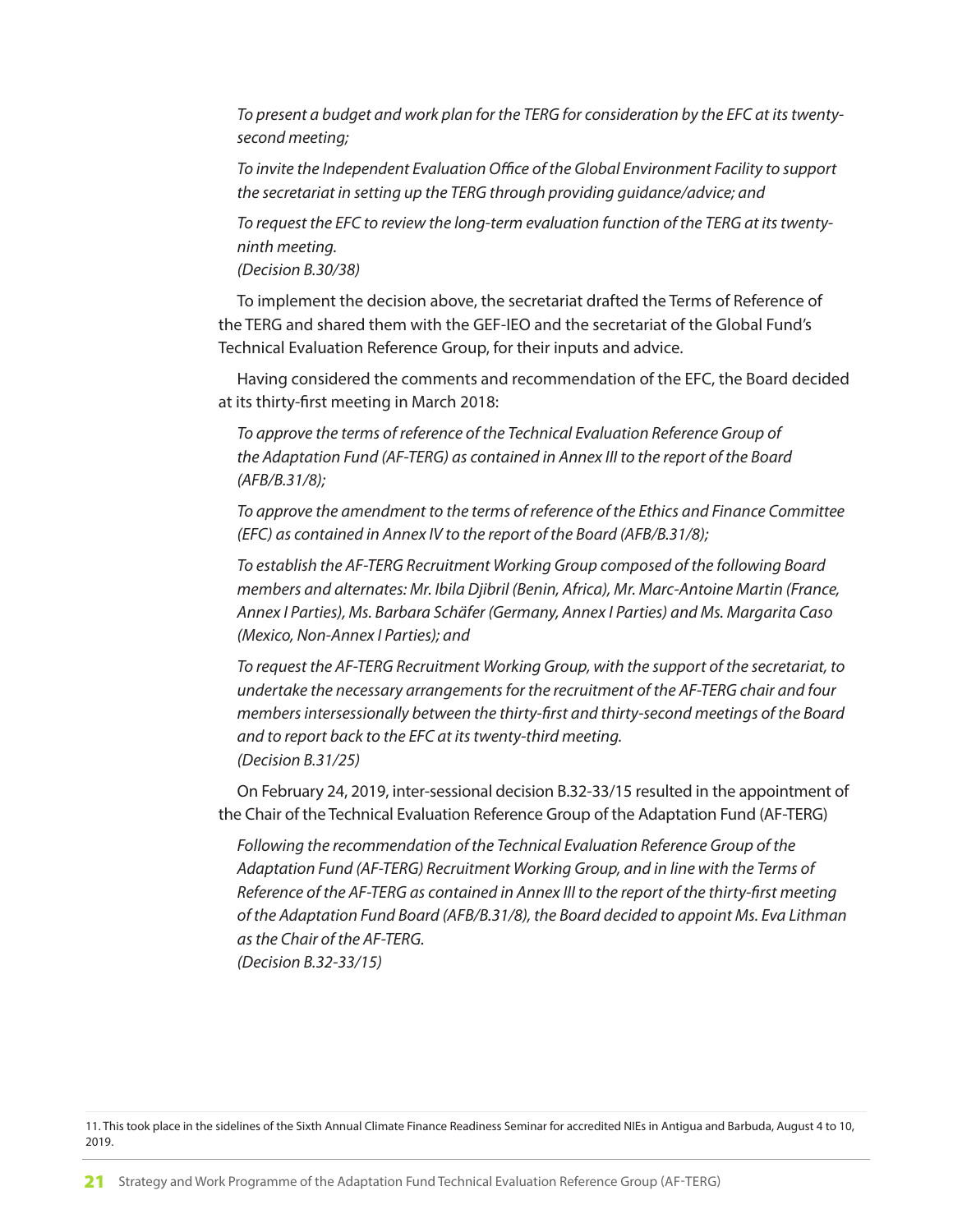*To present a budget and work plan for the TERG for consideration by the EFC at its twenty-second meeting;*

*To invite the Independent Evaluation Office of the Global Environment Facility to support the secretariat in setting up the TERG through providing guidance/advice; and*

*To request the EFC to review the long-term evaluation function of the TERG at its twenty-ninth meeting.*
*(Decision B.30/38)*

To implement the decision above, the secretariat drafted the Terms of Reference of the TERG and shared them with the GEF-IEO and the secretariat of the Global Fund's Technical Evaluation Reference Group, for their inputs and advice.

Having considered the comments and recommendation of the EFC, the Board decided at its thirty-first meeting in March 2018:

*To approve the terms of reference of the Technical Evaluation Reference Group of the Adaptation Fund (AF-TERG) as contained in Annex III to the report of the Board (AFB/B.31/8);*

*To approve the amendment to the terms of reference of the Ethics and Finance Committee (EFC) as contained in Annex IV to the report of the Board (AFB/B.31/8);*

*To establish the AF-TERG Recruitment Working Group composed of the following Board members and alternates: Mr. Ibila Djibril (Benin, Africa), Mr. Marc-Antoine Martin (France, Annex I Parties), Ms. Barbara Schäfer (Germany, Annex I Parties) and Ms. Margarita Caso (Mexico, Non-Annex I Parties); and*

*To request the AF-TERG Recruitment Working Group, with the support of the secretariat, to undertake the necessary arrangements for the recruitment of the AF-TERG chair and four members intersessionally between the thirty-first and thirty-second meetings of the Board and to report back to the EFC at its twenty-third meeting.*
*(Decision B.31/25)*

On February 24, 2019, inter-sessional decision B.32-33/15 resulted in the appointment of the Chair of the Technical Evaluation Reference Group of the Adaptation Fund (AF-TERG)

*Following the recommendation of the Technical Evaluation Reference Group of the Adaptation Fund (AF-TERG) Recruitment Working Group, and in line with the Terms of Reference of the AF-TERG as contained in Annex III to the report of the thirty-first meeting of the Adaptation Fund Board (AFB/B.31/8), the Board decided to appoint Ms. Eva Lithman as the Chair of the AF-TERG.*
*(Decision B.32-33/15)*

11. This took place in the sidelines of the Sixth Annual Climate Finance Readiness Seminar for accredited NIEs in Antigua and Barbuda, August 4 to 10, 2019.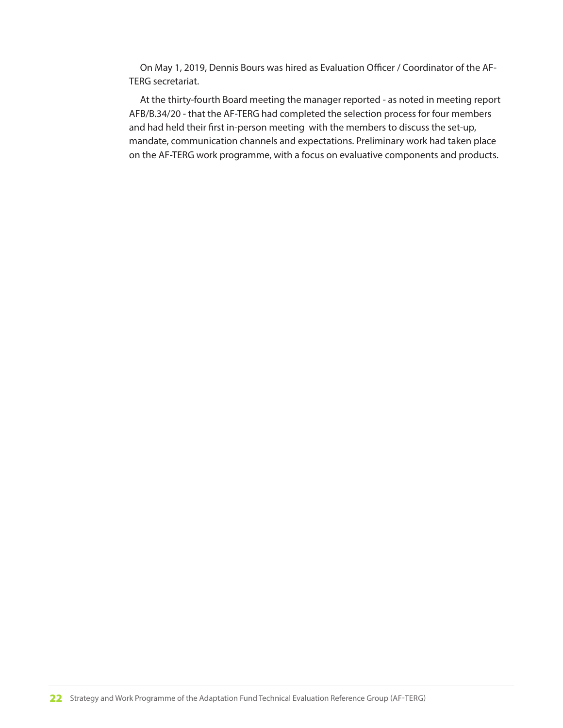On May 1, 2019, Dennis Bours was hired as Evaluation Officer / Coordinator of the AF-TERG secretariat.

At the thirty-fourth Board meeting the manager reported - as noted in meeting report AFB/B.34/20 - that the AF-TERG had completed the selection process for four members and had held their first in-person meeting with the members to discuss the set-up, mandate, communication channels and expectations. Preliminary work had taken place on the AF-TERG work programme, with a focus on evaluative components and products.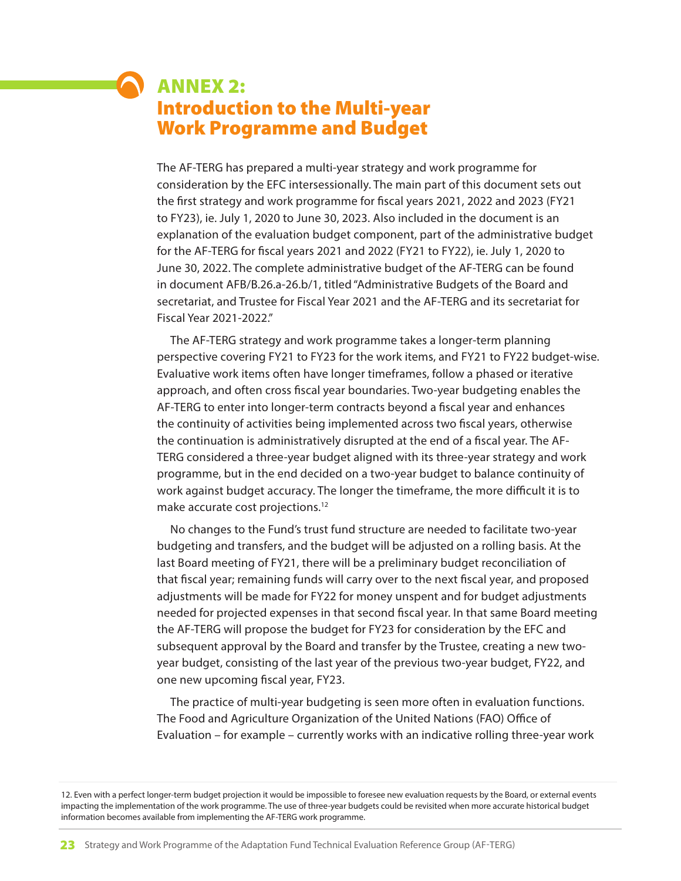# ANNEX 2: Introduction to the Multi-year Work Programme and Budget

The AF-TERG has prepared a multi-year strategy and work programme for consideration by the EFC intersessionally. The main part of this document sets out the first strategy and work programme for fiscal years 2021, 2022 and 2023 (FY21 to FY23), ie. July 1, 2020 to June 30, 2023. Also included in the document is an explanation of the evaluation budget component, part of the administrative budget for the AF-TERG for fiscal years 2021 and 2022 (FY21 to FY22), ie. July 1, 2020 to June 30, 2022. The complete administrative budget of the AF-TERG can be found in document AFB/B.26.a-26.b/1, titled "Administrative Budgets of the Board and secretariat, and Trustee for Fiscal Year 2021 and the AF-TERG and its secretariat for Fiscal Year 2021-2022."

The AF-TERG strategy and work programme takes a longer-term planning perspective covering FY21 to FY23 for the work items, and FY21 to FY22 budget-wise. Evaluative work items often have longer timeframes, follow a phased or iterative approach, and often cross fiscal year boundaries. Two-year budgeting enables the AF-TERG to enter into longer-term contracts beyond a fiscal year and enhances the continuity of activities being implemented across two fiscal years, otherwise the continuation is administratively disrupted at the end of a fiscal year. The AF-TERG considered a three-year budget aligned with its three-year strategy and work programme, but in the end decided on a two-year budget to balance continuity of work against budget accuracy. The longer the timeframe, the more difficult it is to make accurate cost projections.[12]

No changes to the Fund's trust fund structure are needed to facilitate two-year budgeting and transfers, and the budget will be adjusted on a rolling basis. At the last Board meeting of FY21, there will be a preliminary budget reconciliation of that fiscal year; remaining funds will carry over to the next fiscal year, and proposed adjustments will be made for FY22 for money unspent and for budget adjustments needed for projected expenses in that second fiscal year. In that same Board meeting the AF-TERG will propose the budget for FY23 for consideration by the EFC and subsequent approval by the Board and transfer by the Trustee, creating a new two-year budget, consisting of the last year of the previous two-year budget, FY22, and one new upcoming fiscal year, FY23.

The practice of multi-year budgeting is seen more often in evaluation functions. The Food and Agriculture Organization of the United Nations (FAO) Office of Evaluation – for example – currently works with an indicative rolling three-year work

12. Even with a perfect longer-term budget projection it would be impossible to foresee new evaluation requests by the Board, or external events impacting the implementation of the work programme. The use of three-year budgets could be revisited when more accurate historical budget information becomes available from implementing the AF-TERG work programme.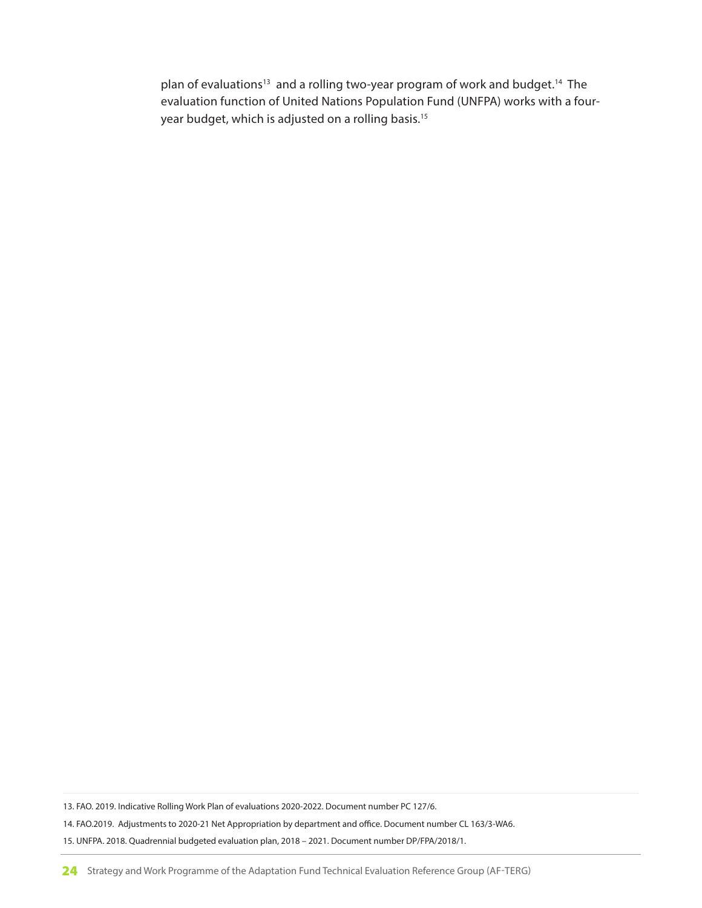plan of evaluations[13] and a rolling two-year program of work and budget.[14] The evaluation function of United Nations Population Fund (UNFPA) works with a four-year budget, which is adjusted on a rolling basis.[15]

13. FAO. 2019. Indicative Rolling Work Plan of evaluations 2020-2022. Document number PC 127/6.

14. FAO.2019. Adjustments to 2020-21 Net Appropriation by department and office. Document number CL 163/3-WA6.

15. UNFPA. 2018. Quadrennial budgeted evaluation plan, 2018 – 2021. Document number DP/FPA/2018/1.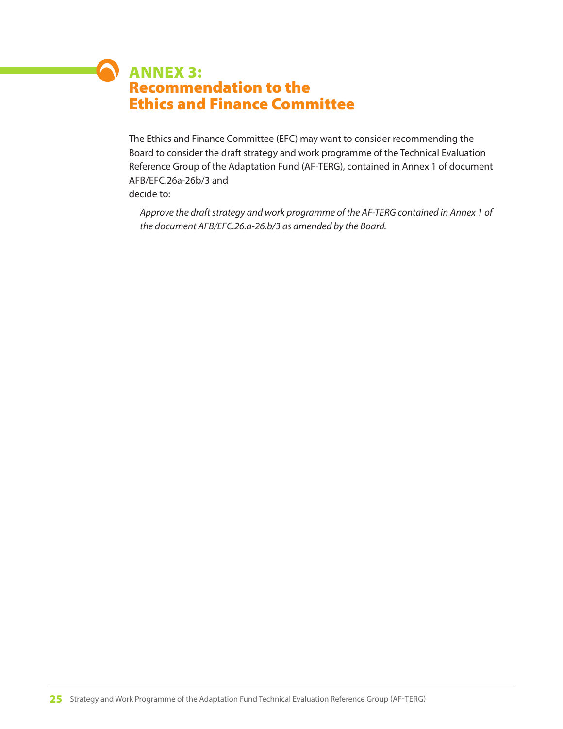# ANNEX 3: Recommendation to the Ethics and Finance Committee

The Ethics and Finance Committee (EFC) may want to consider recommending the Board to consider the draft strategy and work programme of the Technical Evaluation Reference Group of the Adaptation Fund (AF-TERG), contained in Annex 1 of document AFB/EFC.26a-26b/3 and
decide to:

> *Approve the draft strategy and work programme of the AF-TERG contained in Annex 1 of the document AFB/EFC.26.a-26.b/3 as amended by the Board.*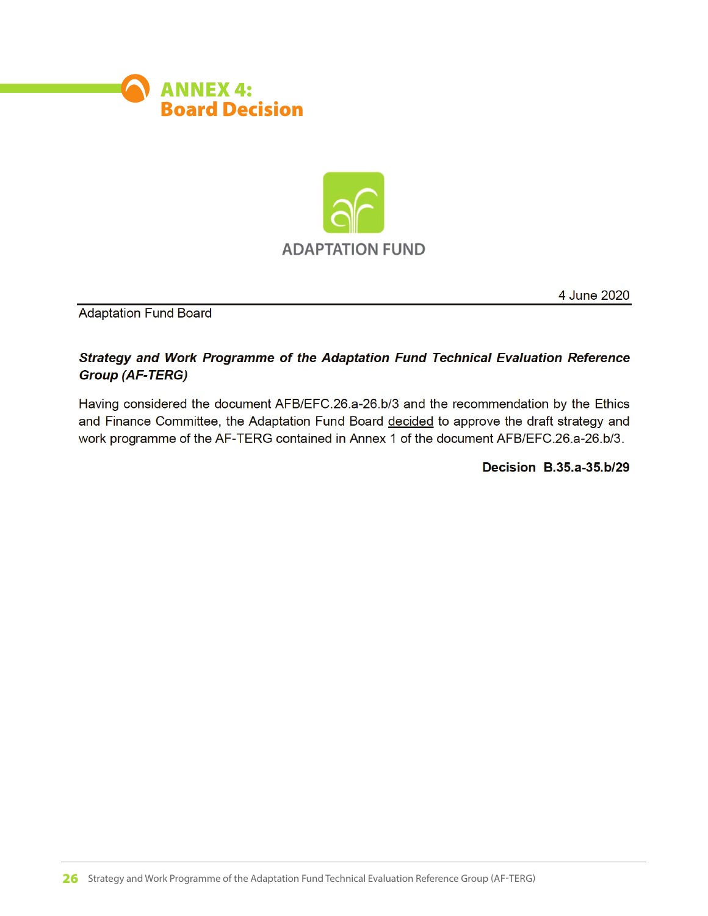# ANNEX 4: Board Decision

ADAPTATION FUND

4 June 2020

Adaptation Fund Board

***Strategy and Work Programme of the Adaptation Fund Technical Evaluation Reference Group (AF-TERG)***

Having considered the document AFB/EFC.26.a-26.b/3 and the recommendation by the Ethics and Finance Committee, the Adaptation Fund Board decided to approve the draft strategy and work programme of the AF-TERG contained in Annex 1 of the document AFB/EFC.26.a-26.b/3.

**Decision B.35.a-35.b/29**